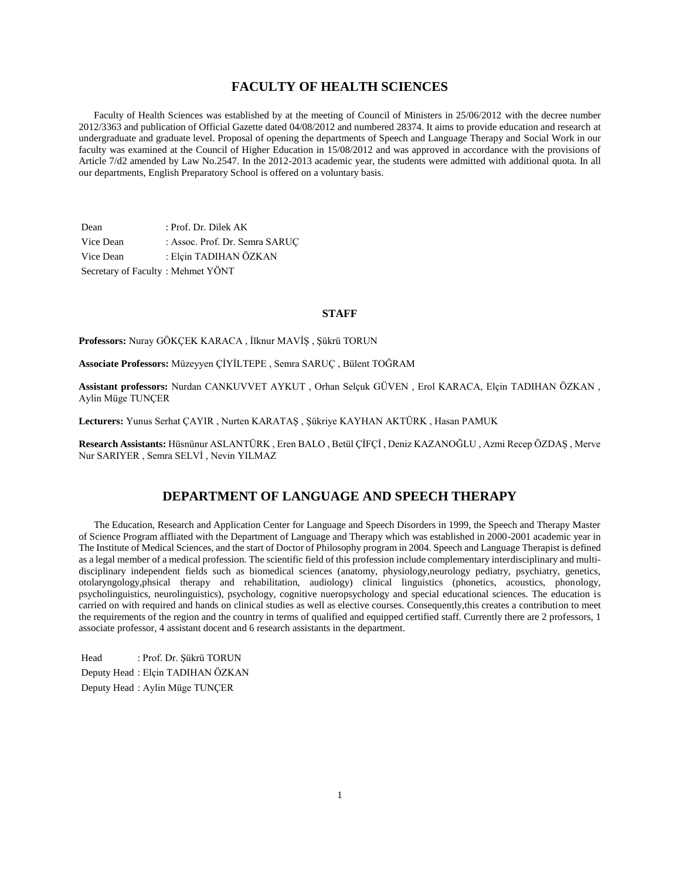# FACULTY OF HEALTH SCIENCES

Faculty of Health Sciences was established by at the meeting of Council of Ministers in 25/06/2012 with the decree number 2012/3363 and publication of Official Gazette dated 04/08/2012 and numbered 28374. It aims to provide education and research at undergraduate and graduate level. Proposal of opening the departments of Speech and Language Therapy and Social Work in our faculty was examined at the Council of Higher Education in 15/08/2012 and was approved in accordance with the provisions of Article 7/d2 amended by Law No.2547. In the 2012-2013 academic year, the students were admitted with additional quota. In all our departments, English Preparatory School is offered on a voluntary basis.

Dean : Prof. Dr. Dilek AK
Vice Dean : Assoc. Prof. Dr. Semra SARUÇ
Vice Dean : Elçin TADIHAN ÖZKAN
Secretary of Faculty : Mehmet YÖNT

## STAFF

**Professors:** Nuray GÖKÇEK KARACA , İlknur MAVİŞ , Şükrü TORUN

**Associate Professors:** Müzeyyen ÇİYİLTEPE , Semra SARUÇ , Bülent TOĞRAM

**Assistant professors:** Nurdan CANKUVVET AYKUT , Orhan Selçuk GÜVEN , Erol KARACA, Elçin TADIHAN ÖZKAN , Aylin Müge TUNÇER

**Lecturers:** Yunus Serhat ÇAYIR , Nurten KARATAŞ , Şükriye KAYHAN AKTÜRK , Hasan PAMUK

**Research Assistants:** Hüsnünur ASLANTÜRK , Eren BALO , Betül ÇİFÇİ , Deniz KAZANOĞLU , Azmi Recep ÖZDAŞ , Merve Nur SARIYER , Semra SELVİ , Nevin YILMAZ

# DEPARTMENT OF LANGUAGE AND SPEECH THERAPY

The Education, Research and Application Center for Language and Speech Disorders in 1999, the Speech and Therapy Master of Science Program affliated with the Department of Language and Therapy which was established in 2000-2001 academic year in The Institute of Medical Sciences, and the start of Doctor of Philosophy program in 2004. Speech and Language Therapist is defined as a legal member of a medical profession. The scientific field of this profession include complementary interdisciplinary and multi-disciplinary independent fields such as biomedical sciences (anatomy, physiology,neurology pediatry, psychiatry, genetics, otolaryngology,phsical therapy and rehabilitation, audiology) clinical linguistics (phonetics, acoustics, phonology, psycholinguistics, neurolinguistics), psychology, cognitive nueropsychology and special educational sciences. The education is carried on with required and hands on clinical studies as well as elective courses. Consequently,this creates a contribution to meet the requirements of the region and the country in terms of qualified and equipped certified staff. Currently there are 2 professors, 1 associate professor, 4 assistant docent and 6 research assistants in the department.

Head : Prof. Dr. Şükrü TORUN
Deputy Head : Elçin TADIHAN ÖZKAN
Deputy Head : Aylin Müge TUNÇER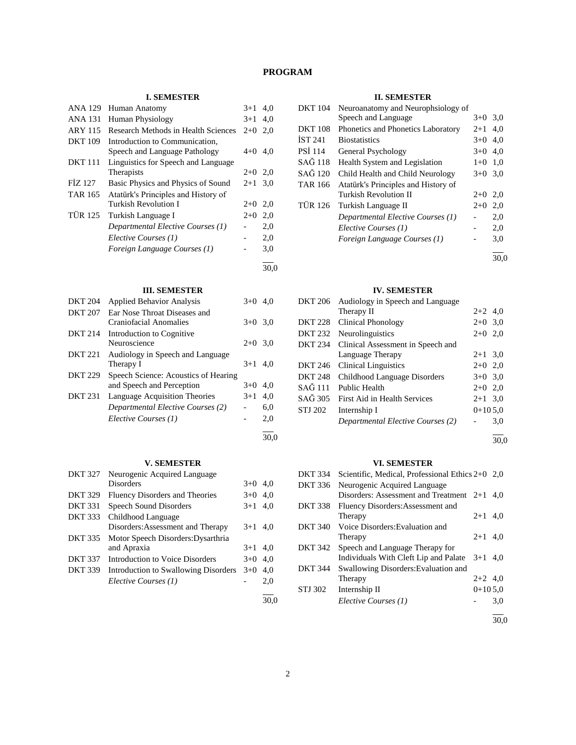# PROGRAM

### I. SEMESTER

| Code | Course | | |
|---|---|---|---|
| ANA 129 | Human Anatomy | 3+1 | 4,0 |
| ANA 131 | Human Physiology | 3+1 | 4,0 |
| ARY 115 | Research Methods in Health Sciences | 2+0 | 2,0 |
| DKT 109 | Introduction to Communication, Speech and Language Pathology | 4+0 | 4,0 |
| DKT 111 | Linguistics for Speech and Language Therapists | 2+0 | 2,0 |
| FİZ 127 | Basic Physics and Physics of Sound | 2+1 | 3,0 |
| TAR 165 | Atatürk's Principles and History of Turkish Revolution I | 2+0 | 2,0 |
| TÜR 125 | Turkish Language I | 2+0 | 2,0 |
| | *Departmental Elective Courses (1)* | - | 2,0 |
| | *Elective Courses (1)* | - | 2,0 |
| | *Foreign Language Courses (1)* | - | 3,0 |
| | | | 30,0 |

### II. SEMESTER

| Code | Course | | |
|---|---|---|---|
| DKT 104 | Neuroanatomy and Neurophsiology of Speech and Language | 3+0 | 3,0 |
| DKT 108 | Phonetics and Phonetics Laboratory | 2+1 | 4,0 |
| İST 241 | Biostatistics | 3+0 | 4,0 |
| PSİ 114 | General Psychology | 3+0 | 4,0 |
| SAĞ 118 | Health System and Legislation | 1+0 | 1,0 |
| SAĞ 120 | Child Health and Child Neurology | 3+0 | 3,0 |
| TAR 166 | Atatürk's Principles and History of Turkish Revolution II | 2+0 | 2,0 |
| TÜR 126 | Turkish Language II | 2+0 | 2,0 |
| | *Departmental Elective Courses (1)* | - | 2,0 |
| | *Elective Courses (1)* | - | 2,0 |
| | *Foreign Language Courses (1)* | - | 3,0 |
| | | | 30,0 |

### III. SEMESTER

| Code | Course | | |
|---|---|---|---|
| DKT 204 | Applied Behavior Analysis | 3+0 | 4,0 |
| DKT 207 | Ear Nose Throat Diseases and Craniofacial Anomalies | 3+0 | 3,0 |
| DKT 214 | Introduction to Cognitive Neuroscience | 2+0 | 3,0 |
| DKT 221 | Audiology in Speech and Language Therapy I | 3+1 | 4,0 |
| DKT 229 | Speech Science: Acoustics of Hearing and Speech and Perception | 3+0 | 4,0 |
| DKT 231 | Language Acquisition Theories | 3+1 | 4,0 |
| | *Departmental Elective Courses (2)* | - | 6,0 |
| | *Elective Courses (1)* | - | 2,0 |
| | | | 30,0 |

### IV. SEMESTER

| Code | Course | | |
|---|---|---|---|
| DKT 206 | Audiology in Speech and Language Therapy II | 2+2 | 4,0 |
| DKT 228 | Clinical Phonology | 2+0 | 3,0 |
| DKT 232 | Neurolinguistics | 2+0 | 2,0 |
| DKT 234 | Clinical Assessment in Speech and Language Therapy | 2+1 | 3,0 |
| DKT 246 | Clinical Linguistics | 2+0 | 2,0 |
| DKT 248 | Childhood Language Disorders | 3+0 | 3,0 |
| SAĞ 111 | Public Health | 2+0 | 2,0 |
| SAĞ 305 | First Aid in Health Services | 2+1 | 3,0 |
| STJ 202 | Internship I | 0+10 | 5,0 |
| | *Departmental Elective Courses (2)* | - | 3,0 |
| | | | 30,0 |

### V. SEMESTER

| Code | Course | | |
|---|---|---|---|
| DKT 327 | Neurogenic Acquired Language Disorders | 3+0 | 4,0 |
| DKT 329 | Fluency Disorders and Theories | 3+0 | 4,0 |
| DKT 331 | Speech Sound Disorders | 3+1 | 4,0 |
| DKT 333 | Childhood Language Disorders:Assessment and Therapy | 3+1 | 4,0 |
| DKT 335 | Motor Speech Disorders:Dysarthria and Apraxia | 3+1 | 4,0 |
| DKT 337 | Introduction to Voice Disorders | 3+0 | 4,0 |
| DKT 339 | Introduction to Swallowing Disorders | 3+0 | 4,0 |
| | *Elective Courses (1)* | - | 2,0 |
| | | | 30,0 |

### VI. SEMESTER

| Code | Course | | |
|---|---|---|---|
| DKT 334 | Scientific, Medical, Professional Ethics | 2+0 | 2,0 |
| DKT 336 | Neurogenic Acquired Language Disorders: Assessment and Treatment | 2+1 | 4,0 |
| DKT 338 | Fluency Disorders:Assessment and Therapy | 2+1 | 4,0 |
| DKT 340 | Voice Disorders:Evaluation and Therapy | 2+1 | 4,0 |
| DKT 342 | Speech and Language Therapy for Individuals With Cleft Lip and Palate | 3+1 | 4,0 |
| DKT 344 | Swallowing Disorders:Evaluation and Therapy | 2+2 | 4,0 |
| STJ 302 | Internship II | 0+10 | 5,0 |
| | *Elective Courses (1)* | - | 3,0 |
| | | | 30,0 |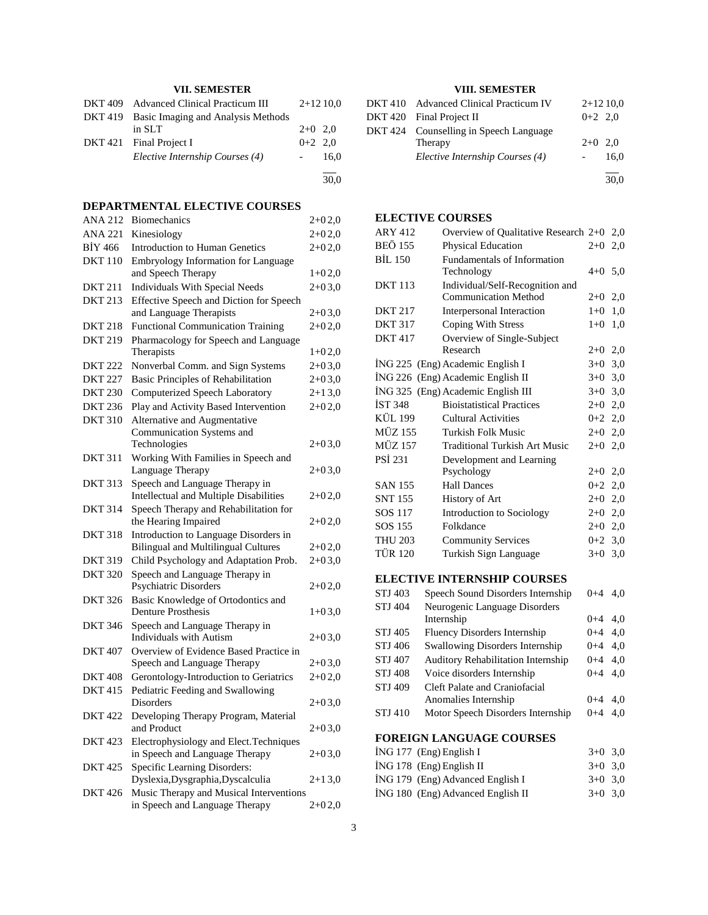### VII. SEMESTER

| | | | |
|---|---|---|---|
| DKT 409 | Advanced Clinical Practicum III | 2+12 | 10,0 |
| DKT 419 | Basic Imaging and Analysis Methods in SLT | 2+0 | 2,0 |
| DKT 421 | Final Project I | 0+2 | 2,0 |
| | *Elective Internship Courses (4)* | - | 16,0 |
| | | | 30,0 |

### VIII. SEMESTER

| | | | |
|---|---|---|---|
| DKT 410 | Advanced Clinical Practicum IV | 2+12 | 10,0 |
| DKT 420 | Final Project II | 0+2 | 2,0 |
| DKT 424 | Counselling in Speech Language Therapy | 2+0 | 2,0 |
| | *Elective Internship Courses (4)* | - | 16,0 |
| | | | 30,0 |

## DEPARTMENTAL ELECTIVE COURSES

| | | | |
|---|---|---|---|
| ANA 212 | Biomechanics | 2+0 | 2,0 |
| ANA 221 | Kinesiology | 2+0 | 2,0 |
| BİY 466 | Introduction to Human Genetics | 2+0 | 2,0 |
| DKT 110 | Embryology Information for Language and Speech Therapy | 1+0 | 2,0 |
| DKT 211 | Individuals With Special Needs | 2+0 | 3,0 |
| DKT 213 | Effective Speech and Diction for Speech and Language Therapists | 2+0 | 3,0 |
| DKT 218 | Functional Communication Training | 2+0 | 2,0 |
| DKT 219 | Pharmacology for Speech and Language Therapists | 1+0 | 2,0 |
| DKT 222 | Nonverbal Comm. and Sign Systems | 2+0 | 3,0 |
| DKT 227 | Basic Principles of Rehabilitation | 2+0 | 3,0 |
| DKT 230 | Computerized Speech Laboratory | 2+1 | 3,0 |
| DKT 236 | Play and Activity Based Intervention | 2+0 | 2,0 |
| DKT 310 | Alternative and Augmentative Communication Systems and Technologies | 2+0 | 3,0 |
| DKT 311 | Working With Families in Speech and Language Therapy | 2+0 | 3,0 |
| DKT 313 | Speech and Language Therapy in Intellectual and Multiple Disabilities | 2+0 | 2,0 |
| DKT 314 | Speech Therapy and Rehabilitation for the Hearing Impaired | 2+0 | 2,0 |
| DKT 318 | Introduction to Language Disorders in Bilingual and Multilingual Cultures | 2+0 | 2,0 |
| DKT 319 | Child Psychology and Adaptation Prob. | 2+0 | 3,0 |
| DKT 320 | Speech and Language Therapy in Psychiatric Disorders | 2+0 | 2,0 |
| DKT 326 | Basic Knowledge of Ortodontics and Denture Prosthesis | 1+0 | 3,0 |
| DKT 346 | Speech and Language Therapy in Individuals with Autism | 2+0 | 3,0 |
| DKT 407 | Overview of Evidence Based Practice in Speech and Language Therapy | 2+0 | 3,0 |
| DKT 408 | Gerontology-Introduction to Geriatrics | 2+0 | 2,0 |
| DKT 415 | Pediatric Feeding and Swallowing Disorders | 2+0 | 3,0 |
| DKT 422 | Developing Therapy Program, Material and Product | 2+0 | 3,0 |
| DKT 423 | Electrophysiology and Elect.Techniques in Speech and Language Therapy | 2+0 | 3,0 |
| DKT 425 | Specific Learning Disorders: Dyslexia,Dysgraphia,Dyscalculia | 2+1 | 3,0 |
| DKT 426 | Music Therapy and Musical Interventions in Speech and Language Therapy | 2+0 | 2,0 |

## ELECTIVE COURSES

| | | | |
|---|---|---|---|
| ARY 412 | Overview of Qualitative Research | 2+0 | 2,0 |
| BEÖ 155 | Physical Education | 2+0 | 2,0 |
| BİL 150 | Fundamentals of Information Technology | 4+0 | 5,0 |
| DKT 113 | Individual/Self-Recognition and Communication Method | 2+0 | 2,0 |
| DKT 217 | Interpersonal Interaction | 1+0 | 1,0 |
| DKT 317 | Coping With Stress | 1+0 | 1,0 |
| DKT 417 | Overview of Single-Subject Research | 2+0 | 2,0 |
| İNG 225 | (Eng) Academic English I | 3+0 | 3,0 |
| İNG 226 | (Eng) Academic English II | 3+0 | 3,0 |
| İNG 325 | (Eng) Academic English III | 3+0 | 3,0 |
| İST 348 | Bioistatistical Practices | 2+0 | 2,0 |
| KÜL 199 | Cultural Activities | 0+2 | 2,0 |
| MÜZ 155 | Turkish Folk Music | 2+0 | 2,0 |
| MÜZ 157 | Traditional Turkish Art Music | 2+0 | 2,0 |
| PSİ 231 | Development and Learning Psychology | 2+0 | 2,0 |
| SAN 155 | Hall Dances | 0+2 | 2,0 |
| SNT 155 | History of Art | 2+0 | 2,0 |
| SOS 117 | Introduction to Sociology | 2+0 | 2,0 |
| SOS 155 | Folkdance | 2+0 | 2,0 |
| THU 203 | Community Services | 0+2 | 3,0 |
| TÜR 120 | Turkish Sign Language | 3+0 | 3,0 |

## ELECTIVE INTERNSHIP COURSES

| | | | |
|---|---|---|---|
| STJ 403 | Speech Sound Disorders Internship | 0+4 | 4,0 |
| STJ 404 | Neurogenic Language Disorders Internship | 0+4 | 4,0 |
| STJ 405 | Fluency Disorders Internship | 0+4 | 4,0 |
| STJ 406 | Swallowing Disorders Internship | 0+4 | 4,0 |
| STJ 407 | Auditory Rehabilitation Internship | 0+4 | 4,0 |
| STJ 408 | Voice disorders Internship | 0+4 | 4,0 |
| STJ 409 | Cleft Palate and Craniofacial Anomalies Internship | 0+4 | 4,0 |
| STJ 410 | Motor Speech Disorders Internship | 0+4 | 4,0 |

## FOREIGN LANGUAGE COURSES

| | | | |
|---|---|---|---|
| İNG 177 | (Eng) English I | 3+0 | 3,0 |
| İNG 178 | (Eng) English II | 3+0 | 3,0 |
| İNG 179 | (Eng) Advanced English I | 3+0 | 3,0 |
| İNG 180 | (Eng) Advanced English II | 3+0 | 3,0 |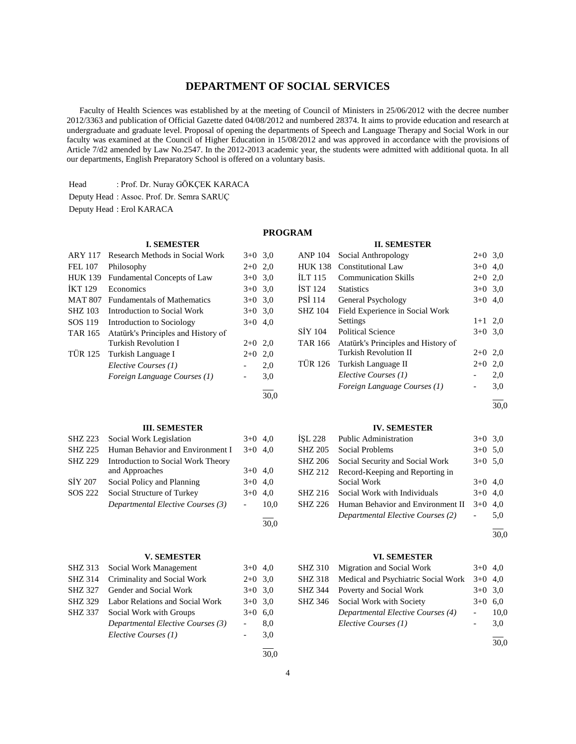# DEPARTMENT OF SOCIAL SERVICES

Faculty of Health Sciences was established by at the meeting of Council of Ministers in 25/06/2012 with the decree number 2012/3363 and publication of Official Gazette dated 04/08/2012 and numbered 28374. It aims to provide education and research at undergraduate and graduate level. Proposal of opening the departments of Speech and Language Therapy and Social Work in our faculty was examined at the Council of Higher Education in 15/08/2012 and was approved in accordance with the provisions of Article 7/d2 amended by Law No.2547. In the 2012-2013 academic year, the students were admitted with additional quota. In all our departments, English Preparatory School is offered on a voluntary basis.

Head : Prof. Dr. Nuray GÖKÇEK KARACA

Deputy Head : Assoc. Prof. Dr. Semra SARUÇ

Deputy Head : Erol KARACA

## PROGRAM

### I. SEMESTER

| Code | Course | Hours | Credits |
|---|---|---|---|
| ARY 117 | Research Methods in Social Work | 3+0 | 3,0 |
| FEL 107 | Philosophy | 2+0 | 2,0 |
| HUK 139 | Fundamental Concepts of Law | 3+0 | 3,0 |
| İKT 129 | Economics | 3+0 | 3,0 |
| MAT 807 | Fundamentals of Mathematics | 3+0 | 3,0 |
| SHZ 103 | Introduction to Social Work | 3+0 | 3,0 |
| SOS 119 | Introduction to Sociology | 3+0 | 4,0 |
| TAR 165 | Atatürk's Principles and History of Turkish Revolution I | 2+0 | 2,0 |
| TÜR 125 | Turkish Language I | 2+0 | 2,0 |
| | *Elective Courses (1)* | - | 2,0 |
| | *Foreign Language Courses (1)* | - | 3,0 |
| | | | 30,0 |

### II. SEMESTER

| Code | Course | Hours | Credits |
|---|---|---|---|
| ANP 104 | Social Anthropology | 2+0 | 3,0 |
| HUK 138 | Constitutional Law | 3+0 | 4,0 |
| İLT 115 | Communication Skills | 2+0 | 2,0 |
| İST 124 | Statistics | 3+0 | 3,0 |
| PSİ 114 | General Psychology | 3+0 | 4,0 |
| SHZ 104 | Field Experience in Social Work Settings | 1+1 | 2,0 |
| SİY 104 | Political Science | 3+0 | 3,0 |
| TAR 166 | Atatürk's Principles and History of Turkish Revolution II | 2+0 | 2,0 |
| TÜR 126 | Turkish Language II | 2+0 | 2,0 |
| | *Elective Courses (1)* | - | 2,0 |
| | *Foreign Language Courses (1)* | - | 3,0 |
| | | | 30,0 |

### III. SEMESTER

| Code | Course | Hours | Credits |
|---|---|---|---|
| SHZ 223 | Social Work Legislation | 3+0 | 4,0 |
| SHZ 225 | Human Behavior and Environment I | 3+0 | 4,0 |
| SHZ 229 | Introduction to Social Work Theory and Approaches | 3+0 | 4,0 |
| SİY 207 | Social Policy and Planning | 3+0 | 4,0 |
| SOS 222 | Social Structure of Turkey | 3+0 | 4,0 |
| | *Departmental Elective Courses (3)* | - | 10,0 |
| | | | 30,0 |

### IV. SEMESTER

| Code | Course | Hours | Credits |
|---|---|---|---|
| İŞL 228 | Public Administration | 3+0 | 3,0 |
| SHZ 205 | Social Problems | 3+0 | 5,0 |
| SHZ 206 | Social Security and Social Work | 3+0 | 5,0 |
| SHZ 212 | Record-Keeping and Reporting in Social Work | 3+0 | 4,0 |
| SHZ 216 | Social Work with Individuals | 3+0 | 4,0 |
| SHZ 226 | Human Behavior and Environment II | 3+0 | 4,0 |
| | *Departmental Elective Courses (2)* | - | 5,0 |
| | | | 30,0 |

### V. SEMESTER

| Code | Course | Hours | Credits |
|---|---|---|---|
| SHZ 313 | Social Work Management | 3+0 | 4,0 |
| SHZ 314 | Criminality and Social Work | 2+0 | 3,0 |
| SHZ 327 | Gender and Social Work | 3+0 | 3,0 |
| SHZ 329 | Labor Relations and Social Work | 3+0 | 3,0 |
| SHZ 337 | Social Work with Groups | 3+0 | 6,0 |
| | *Departmental Elective Courses (3)* | - | 8,0 |
| | *Elective Courses (1)* | - | 3,0 |
| | | | 30,0 |

### VI. SEMESTER

| Code | Course | Hours | Credits |
|---|---|---|---|
| SHZ 310 | Migration and Social Work | 3+0 | 4,0 |
| SHZ 318 | Medical and Psychiatric Social Work | 3+0 | 4,0 |
| SHZ 344 | Poverty and Social Work | 3+0 | 3,0 |
| SHZ 346 | Social Work with Society | 3+0 | 6,0 |
| | *Departmental Elective Courses (4)* | - | 10,0 |
| | *Elective Courses (1)* | - | 3,0 |
| | | | 30,0 |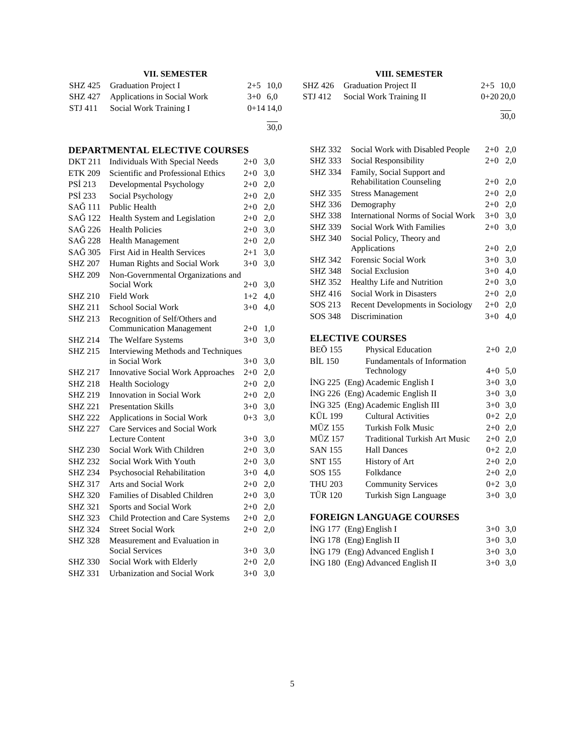### VII. SEMESTER

| | | | |
|---|---|---|---|
| SHZ 425 | Graduation Project I | 2+5 | 10,0 |
| SHZ 427 | Applications in Social Work | 3+0 | 6,0 |
| STJ 411 | Social Work Training I | 0+14 | 14,0 |
| | | | 30,0 |

### VIII. SEMESTER

| | | | |
|---|---|---|---|
| SHZ 426 | Graduation Project II | 2+5 | 10,0 |
| STJ 412 | Social Work Training II | 0+20 | 20,0 |
| | | | 30,0 |

### DEPARTMENTAL ELECTIVE COURSES

| | | | |
|---|---|---|---|
| DKT 211 | Individuals With Special Needs | 2+0 | 3,0 |
| ETK 209 | Scientific and Professional Ethics | 2+0 | 3,0 |
| PSİ 213 | Developmental Psychology | 2+0 | 2,0 |
| PSİ 233 | Social Psychology | 2+0 | 2,0 |
| SAĞ 111 | Public Health | 2+0 | 2,0 |
| SAĞ 122 | Health System and Legislation | 2+0 | 2,0 |
| SAĞ 226 | Health Policies | 2+0 | 3,0 |
| SAĞ 228 | Health Management | 2+0 | 2,0 |
| SAĞ 305 | First Aid in Health Services | 2+1 | 3,0 |
| SHZ 207 | Human Rights and Social Work | 3+0 | 3,0 |
| SHZ 209 | Non-Governmental Organizations and Social Work | 2+0 | 3,0 |
| SHZ 210 | Field Work | 1+2 | 4,0 |
| SHZ 211 | School Social Work | 3+0 | 4,0 |
| SHZ 213 | Recognition of Self/Others and Communication Management | 2+0 | 1,0 |
| SHZ 214 | The Welfare Systems | 3+0 | 3,0 |
| SHZ 215 | Interviewing Methods and Techniques in Social Work | 3+0 | 3,0 |
| SHZ 217 | Innovative Social Work Approaches | 2+0 | 2,0 |
| SHZ 218 | Health Sociology | 2+0 | 2,0 |
| SHZ 219 | Innovation in Social Work | 2+0 | 2,0 |
| SHZ 221 | Presentation Skills | 3+0 | 3,0 |
| SHZ 222 | Applications in Social Work | 0+3 | 3,0 |
| SHZ 227 | Care Services and Social Work Lecture Content | 3+0 | 3,0 |
| SHZ 230 | Social Work With Children | 2+0 | 3,0 |
| SHZ 232 | Social Work With Youth | 2+0 | 3,0 |
| SHZ 234 | Psychosocial Rehabilitation | 3+0 | 4,0 |
| SHZ 317 | Arts and Social Work | 2+0 | 2,0 |
| SHZ 320 | Families of Disabled Children | 2+0 | 3,0 |
| SHZ 321 | Sports and Social Work | 2+0 | 2,0 |
| SHZ 323 | Child Protection and Care Systems | 2+0 | 2,0 |
| SHZ 324 | Street Social Work | 2+0 | 2,0 |
| SHZ 328 | Measurement and Evaluation in Social Services | 3+0 | 3,0 |
| SHZ 330 | Social Work with Elderly | 2+0 | 2,0 |
| SHZ 331 | Urbanization and Social Work | 3+0 | 3,0 |
| SHZ 332 | Social Work with Disabled People | 2+0 | 2,0 |
| SHZ 333 | Social Responsibility | 2+0 | 2,0 |
| SHZ 334 | Family, Social Support and Rehabilitation Counseling | 2+0 | 2,0 |
| SHZ 335 | Stress Management | 2+0 | 2,0 |
| SHZ 336 | Demography | 2+0 | 2,0 |
| SHZ 338 | International Norms of Social Work | 3+0 | 3,0 |
| SHZ 339 | Social Work With Families | 2+0 | 3,0 |
| SHZ 340 | Social Policy, Theory and Applications | 2+0 | 2,0 |
| SHZ 342 | Forensic Social Work | 3+0 | 3,0 |
| SHZ 348 | Social Exclusion | 3+0 | 4,0 |
| SHZ 352 | Healthy Life and Nutrition | 2+0 | 3,0 |
| SHZ 416 | Social Work in Disasters | 2+0 | 2,0 |
| SOS 213 | Recent Developments in Sociology | 2+0 | 2,0 |
| SOS 348 | Discrimination | 3+0 | 4,0 |

### ELECTIVE COURSES

| | | | |
|---|---|---|---|
| BEÖ 155 | Physical Education | 2+0 | 2,0 |
| BİL 150 | Fundamentals of Information Technology | 4+0 | 5,0 |
| İNG 225 | (Eng) Academic English I | 3+0 | 3,0 |
| İNG 226 | (Eng) Academic English II | 3+0 | 3,0 |
| İNG 325 | (Eng) Academic English III | 3+0 | 3,0 |
| KÜL 199 | Cultural Activities | 0+2 | 2,0 |
| MÜZ 155 | Turkish Folk Music | 2+0 | 2,0 |
| MÜZ 157 | Traditional Turkish Art Music | 2+0 | 2,0 |
| SAN 155 | Hall Dances | 0+2 | 2,0 |
| SNT 155 | History of Art | 2+0 | 2,0 |
| SOS 155 | Folkdance | 2+0 | 2,0 |
| THU 203 | Community Services | 0+2 | 3,0 |
| TÜR 120 | Turkish Sign Language | 3+0 | 3,0 |

### FOREIGN LANGUAGE COURSES

| | | | |
|---|---|---|---|
| İNG 177 | (Eng) English I | 3+0 | 3,0 |
| İNG 178 | (Eng) English II | 3+0 | 3,0 |
| İNG 179 | (Eng) Advanced English I | 3+0 | 3,0 |
| İNG 180 | (Eng) Advanced English II | 3+0 | 3,0 |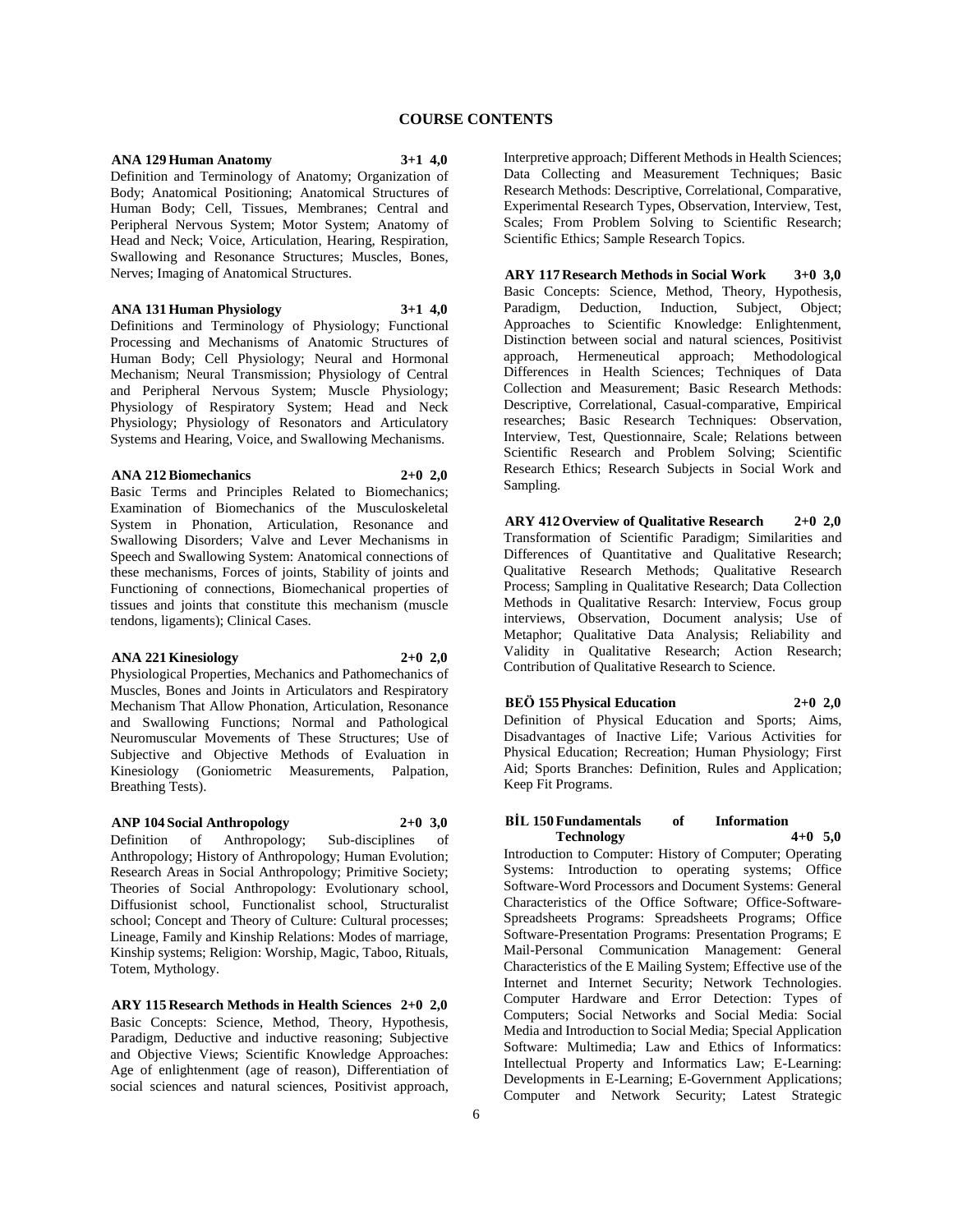# COURSE CONTENTS

**ANA 129 Human Anatomy 3+1 4,0**
Definition and Terminology of Anatomy; Organization of Body; Anatomical Positioning; Anatomical Structures of Human Body; Cell, Tissues, Membranes; Central and Peripheral Nervous System; Motor System; Anatomy of Head and Neck; Voice, Articulation, Hearing, Respiration, Swallowing and Resonance Structures; Muscles, Bones, Nerves; Imaging of Anatomical Structures.

**ANA 131 Human Physiology 3+1 4,0**
Definitions and Terminology of Physiology; Functional Processing and Mechanisms of Anatomic Structures of Human Body; Cell Physiology; Neural and Hormonal Mechanism; Neural Transmission; Physiology of Central and Peripheral Nervous System; Muscle Physiology; Physiology of Respiratory System; Head and Neck Physiology; Physiology of Resonators and Articulatory Systems and Hearing, Voice, and Swallowing Mechanisms.

**ANA 212 Biomechanics 2+0 2,0**
Basic Terms and Principles Related to Biomechanics; Examination of Biomechanics of the Musculoskeletal System in Phonation, Articulation, Resonance and Swallowing Disorders; Valve and Lever Mechanisms in Speech and Swallowing System: Anatomical connections of these mechanisms, Forces of joints, Stability of joints and Functioning of connections, Biomechanical properties of tissues and joints that constitute this mechanism (muscle tendons, ligaments); Clinical Cases.

**ANA 221 Kinesiology 2+0 2,0**
Physiological Properties, Mechanics and Pathomechanics of Muscles, Bones and Joints in Articulators and Respiratory Mechanism That Allow Phonation, Articulation, Resonance and Swallowing Functions; Normal and Pathological Neuromuscular Movements of These Structures; Use of Subjective and Objective Methods of Evaluation in Kinesiology (Goniometric Measurements, Palpation, Breathing Tests).

**ANP 104 Social Anthropology 2+0 3,0**
Definition of Anthropology; Sub-disciplines of Anthropology; History of Anthropology; Human Evolution; Research Areas in Social Anthropology; Primitive Society; Theories of Social Anthropology: Evolutionary school, Diffusionist school, Functionalist school, Structuralist school; Concept and Theory of Culture: Cultural processes; Lineage, Family and Kinship Relations: Modes of marriage, Kinship systems; Religion: Worship, Magic, Taboo, Rituals, Totem, Mythology.

**ARY 115 Research Methods in Health Sciences 2+0 2,0**
Basic Concepts: Science, Method, Theory, Hypothesis, Paradigm, Deductive and inductive reasoning; Subjective and Objective Views; Scientific Knowledge Approaches: Age of enlightenment (age of reason), Differentiation of social sciences and natural sciences, Positivist approach, Interpretive approach; Different Methods in Health Sciences; Data Collecting and Measurement Techniques; Basic Research Methods: Descriptive, Correlational, Comparative, Experimental Research Types, Observation, Interview, Test, Scales; From Problem Solving to Scientific Research; Scientific Ethics; Sample Research Topics.

**ARY 117 Research Methods in Social Work 3+0 3,0**
Basic Concepts: Science, Method, Theory, Hypothesis, Paradigm, Deduction, Induction, Subject, Object; Approaches to Scientific Knowledge: Enlightenment, Distinction between social and natural sciences, Positivist approach, Hermeneutical approach; Methodological Differences in Health Sciences; Techniques of Data Collection and Measurement; Basic Research Methods: Descriptive, Correlational, Casual-comparative, Empirical researches; Basic Research Techniques: Observation, Interview, Test, Questionnaire, Scale; Relations between Scientific Research and Problem Solving; Scientific Research Ethics; Research Subjects in Social Work and Sampling.

**ARY 412 Overview of Qualitative Research 2+0 2,0**
Transformation of Scientific Paradigm; Similarities and Differences of Quantitative and Qualitative Research; Qualitative Research Methods; Qualitative Research Process; Sampling in Qualitative Research; Data Collection Methods in Qualitative Resarch: Interview, Focus group interviews, Observation, Document analysis; Use of Metaphor; Qualitative Data Analysis; Reliability and Validity in Qualitative Research; Action Research; Contribution of Qualitative Research to Science.

**BEÖ 155 Physical Education 2+0 2,0**
Definition of Physical Education and Sports; Aims, Disadvantages of Inactive Life; Various Activities for Physical Education; Recreation; Human Physiology; First Aid; Sports Branches: Definition, Rules and Application; Keep Fit Programs.

**BİL 150 Fundamentals of Information Technology 4+0 5,0**
Introduction to Computer: History of Computer; Operating Systems: Introduction to operating systems; Office Software-Word Processors and Document Systems: General Characteristics of the Office Software; Office-Software-Spreadsheets Programs: Spreadsheets Programs; Office Software-Presentation Programs: Presentation Programs; E Mail-Personal Communication Management: General Characteristics of the E Mailing System; Effective use of the Internet and Internet Security; Network Technologies. Computer Hardware and Error Detection: Types of Computers; Social Networks and Social Media: Social Media and Introduction to Social Media; Special Application Software: Multimedia; Law and Ethics of Informatics: Intellectual Property and Informatics Law; E-Learning: Developments in E-Learning; E-Government Applications; Computer and Network Security; Latest Strategic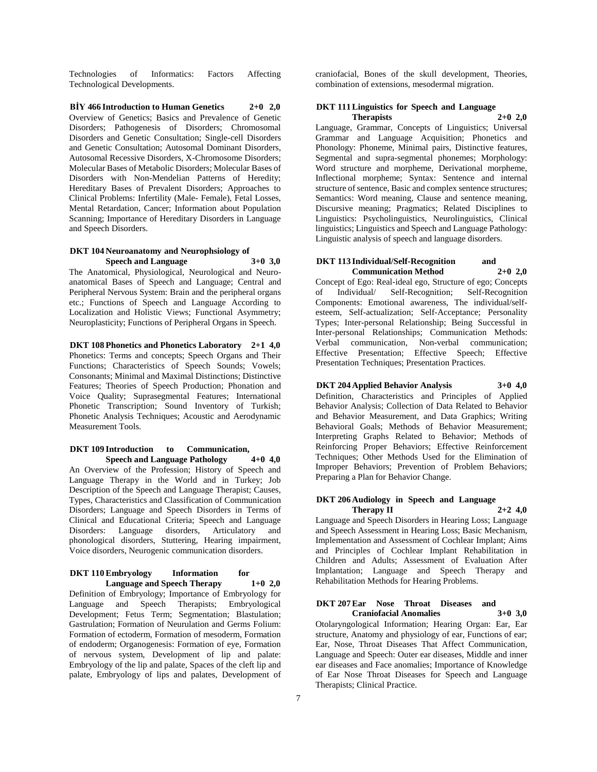Technologies of Informatics: Factors Affecting Technological Developments.

**BİY 466 Introduction to Human Genetics 2+0 2,0**

Overview of Genetics; Basics and Prevalence of Genetic Disorders; Pathogenesis of Disorders; Chromosomal Disorders and Genetic Consultation; Single-cell Disorders and Genetic Consultation; Autosomal Dominant Disorders, Autosomal Recessive Disorders, X-Chromosome Disorders; Molecular Bases of Metabolic Disorders; Molecular Bases of Disorders with Non-Mendelian Patterns of Heredity; Hereditary Bases of Prevalent Disorders; Approaches to Clinical Problems: Infertility (Male- Female), Fetal Losses, Mental Retardation, Cancer; Information about Population Scanning; Importance of Hereditary Disorders in Language and Speech Disorders.

**DKT 104 Neuroanatomy and Neurophsiology of Speech and Language 3+0 3,0**

The Anatomical, Physiological, Neurological and Neuro-anatomical Bases of Speech and Language; Central and Peripheral Nervous System: Brain and the peripheral organs etc.; Functions of Speech and Language According to Localization and Holistic Views; Functional Asymmetry; Neuroplasticity; Functions of Peripheral Organs in Speech.

**DKT 108 Phonetics and Phonetics Laboratory 2+1 4,0**

Phonetics: Terms and concepts; Speech Organs and Their Functions; Characteristics of Speech Sounds; Vowels; Consonants; Minimal and Maximal Distinctions; Distinctive Features; Theories of Speech Production; Phonation and Voice Quality; Suprasegmental Features; International Phonetic Transcription; Sound Inventory of Turkish; Phonetic Analysis Techniques; Acoustic and Aerodynamic Measurement Tools.

**DKT 109 Introduction to Communication, Speech and Language Pathology 4+0 4,0**

An Overview of the Profession; History of Speech and Language Therapy in the World and in Turkey; Job Description of the Speech and Language Therapist; Causes, Types, Characteristics and Classification of Communication Disorders; Language and Speech Disorders in Terms of Clinical and Educational Criteria; Speech and Language Disorders: Language disorders, Articulatory and phonological disorders, Stuttering, Hearing impairment, Voice disorders, Neurogenic communication disorders.

**DKT 110 Embryology Information for Language and Speech Therapy 1+0 2,0**

Definition of Embryology; Importance of Embryology for Language and Speech Therapists; Embryological Development; Fetus Term; Segmentation; Blastulation; Gastrulation; Formation of Neurulation and Germs Folium: Formation of ectoderm, Formation of mesoderm, Formation of endoderm; Organogenesis: Formation of eye, Formation of nervous system, Development of lip and palate: Embryology of the lip and palate, Spaces of the cleft lip and palate, Embryology of lips and palates, Development of craniofacial, Bones of the skull development, Theories, combination of extensions, mesodermal migration.

**DKT 111 Linguistics for Speech and Language Therapists 2+0 2,0**

Language, Grammar, Concepts of Linguistics; Universal Grammar and Language Acquisition; Phonetics and Phonology: Phoneme, Minimal pairs, Distinctive features, Segmental and supra-segmental phonemes; Morphology: Word structure and morpheme, Derivational morpheme, Inflectional morpheme; Syntax: Sentence and internal structure of sentence, Basic and complex sentence structures; Semantics: Word meaning, Clause and sentence meaning, Discursive meaning; Pragmatics; Related Disciplines to Linguistics: Psycholinguistics, Neurolinguistics, Clinical linguistics; Linguistics and Speech and Language Pathology: Linguistic analysis of speech and language disorders.

**DKT 113 Individual/Self-Recognition and Communication Method 2+0 2,0**

Concept of Ego: Real-ideal ego, Structure of ego; Concepts of Individual/ Self-Recognition; Self-Recognition Components: Emotional awareness, The individual/self-esteem, Self-actualization; Self-Acceptance; Personality Types; Inter-personal Relationship; Being Successful in Inter-personal Relationships; Communication Methods: Verbal communication, Non-verbal communication; Effective Presentation; Effective Speech; Effective Presentation Techniques; Presentation Practices.

**DKT 204 Applied Behavior Analysis 3+0 4,0**

Definition, Characteristics and Principles of Applied Behavior Analysis; Collection of Data Related to Behavior and Behavior Measurement, and Data Graphics; Writing Behavioral Goals; Methods of Behavior Measurement; Interpreting Graphs Related to Behavior; Methods of Reinforcing Proper Behaviors; Effective Reinforcement Techniques; Other Methods Used for the Elimination of Improper Behaviors; Prevention of Problem Behaviors; Preparing a Plan for Behavior Change.

**DKT 206 Audiology in Speech and Language Therapy II 2+2 4,0**

Language and Speech Disorders in Hearing Loss; Language and Speech Assessment in Hearing Loss; Basic Mechanism, Implementation and Assessment of Cochlear Implant; Aims and Principles of Cochlear Implant Rehabilitation in Children and Adults; Assessment of Evaluation After Implantation; Language and Speech Therapy and Rehabilitation Methods for Hearing Problems.

**DKT 207 Ear Nose Throat Diseases and Craniofacial Anomalies 3+0 3,0**

Otolaryngological Information; Hearing Organ: Ear, Ear structure, Anatomy and physiology of ear, Functions of ear; Ear, Nose, Throat Diseases That Affect Communication, Language and Speech: Outer ear diseases, Middle and inner ear diseases and Face anomalies; Importance of Knowledge of Ear Nose Throat Diseases for Speech and Language Therapists; Clinical Practice.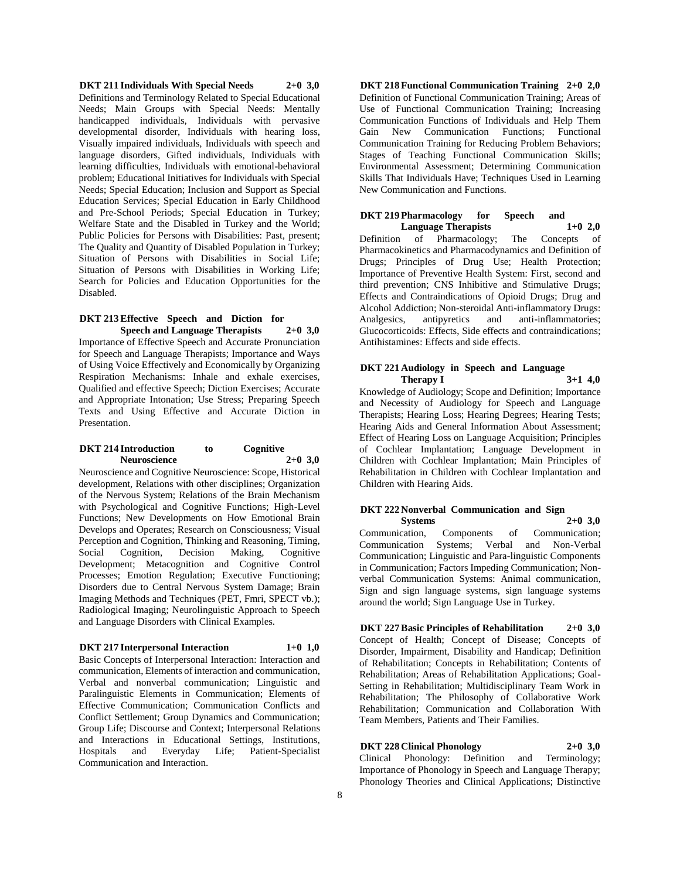**DKT 211 Individuals With Special Needs 2+0 3,0**
Definitions and Terminology Related to Special Educational Needs; Main Groups with Special Needs: Mentally handicapped individuals, Individuals with pervasive developmental disorder, Individuals with hearing loss, Visually impaired individuals, Individuals with speech and language disorders, Gifted individuals, Individuals with learning difficulties, Individuals with emotional-behavioral problem; Educational Initiatives for Individuals with Special Needs; Special Education; Inclusion and Support as Special Education Services; Special Education in Early Childhood and Pre-School Periods; Special Education in Turkey; Welfare State and the Disabled in Turkey and the World; Public Policies for Persons with Disabilities: Past, present; The Quality and Quantity of Disabled Population in Turkey; Situation of Persons with Disabilities in Social Life; Situation of Persons with Disabilities in Working Life; Search for Policies and Education Opportunities for the Disabled.

**DKT 213 Effective Speech and Diction for Speech and Language Therapists 2+0 3,0**
Importance of Effective Speech and Accurate Pronunciation for Speech and Language Therapists; Importance and Ways of Using Voice Effectively and Economically by Organizing Respiration Mechanisms: Inhale and exhale exercises, Qualified and effective Speech; Diction Exercises; Accurate and Appropriate Intonation; Use Stress; Preparing Speech Texts and Using Effective and Accurate Diction in Presentation.

**DKT 214 Introduction to Cognitive Neuroscience 2+0 3,0**
Neuroscience and Cognitive Neuroscience: Scope, Historical development, Relations with other disciplines; Organization of the Nervous System; Relations of the Brain Mechanism with Psychological and Cognitive Functions; High-Level Functions; New Developments on How Emotional Brain Develops and Operates; Research on Consciousness; Visual Perception and Cognition, Thinking and Reasoning, Timing, Social Cognition, Decision Making, Cognitive Development; Metacognition and Cognitive Control Processes; Emotion Regulation; Executive Functioning; Disorders due to Central Nervous System Damage; Brain Imaging Methods and Techniques (PET, Fmri, SPECT vb.); Radiological Imaging; Neurolinguistic Approach to Speech and Language Disorders with Clinical Examples.

**DKT 217 Interpersonal Interaction 1+0 1,0**
Basic Concepts of Interpersonal Interaction: Interaction and communication, Elements of interaction and communication, Verbal and nonverbal communication; Linguistic and Paralinguistic Elements in Communication; Elements of Effective Communication; Communication Conflicts and Conflict Settlement; Group Dynamics and Communication; Group Life; Discourse and Context; Interpersonal Relations and Interactions in Educational Settings, Institutions, Hospitals and Everyday Life; Patient-Specialist Communication and Interaction.

**DKT 218 Functional Communication Training 2+0 2,0**
Definition of Functional Communication Training; Areas of Use of Functional Communication Training; Increasing Communication Functions of Individuals and Help Them Gain New Communication Functions; Functional Communication Training for Reducing Problem Behaviors; Stages of Teaching Functional Communication Skills; Environmental Assessment; Determining Communication Skills That Individuals Have; Techniques Used in Learning New Communication and Functions.

**DKT 219 Pharmacology for Speech and Language Therapists 1+0 2,0**
Definition of Pharmacology; The Concepts of Pharmacokinetics and Pharmacodynamics and Definition of Drugs; Principles of Drug Use; Health Protection; Importance of Preventive Health System: First, second and third prevention; CNS Inhibitive and Stimulative Drugs; Effects and Contraindications of Opioid Drugs; Drug and Alcohol Addiction; Non-steroidal Anti-inflammatory Drugs: Analgesics, antipyretics and anti-inflammatories; Glucocorticoids: Effects, Side effects and contraindications; Antihistamines: Effects and side effects.

**DKT 221 Audiology in Speech and Language Therapy I 3+1 4,0**
Knowledge of Audiology; Scope and Definition; Importance and Necessity of Audiology for Speech and Language Therapists; Hearing Loss; Hearing Degrees; Hearing Tests; Hearing Aids and General Information About Assessment; Effect of Hearing Loss on Language Acquisition; Principles of Cochlear Implantation; Language Development in Children with Cochlear Implantation; Main Principles of Rehabilitation in Children with Cochlear Implantation and Children with Hearing Aids.

**DKT 222 Nonverbal Communication and Sign Systems 2+0 3,0**
Communication, Components of Communication; Communication Systems; Verbal and Non-Verbal Communication; Linguistic and Para-linguistic Components in Communication; Factors Impeding Communication; Non-verbal Communication Systems: Animal communication, Sign and sign language systems, sign language systems around the world; Sign Language Use in Turkey.

**DKT 227 Basic Principles of Rehabilitation 2+0 3,0**
Concept of Health; Concept of Disease; Concepts of Disorder, Impairment, Disability and Handicap; Definition of Rehabilitation; Concepts in Rehabilitation; Contents of Rehabilitation; Areas of Rehabilitation Applications; Goal-Setting in Rehabilitation; Multidisciplinary Team Work in Rehabilitation; The Philosophy of Collaborative Work Rehabilitation; Communication and Collaboration With Team Members, Patients and Their Families.

**DKT 228 Clinical Phonology 2+0 3,0**
Clinical Phonology: Definition and Terminology; Importance of Phonology in Speech and Language Therapy; Phonology Theories and Clinical Applications; Distinctive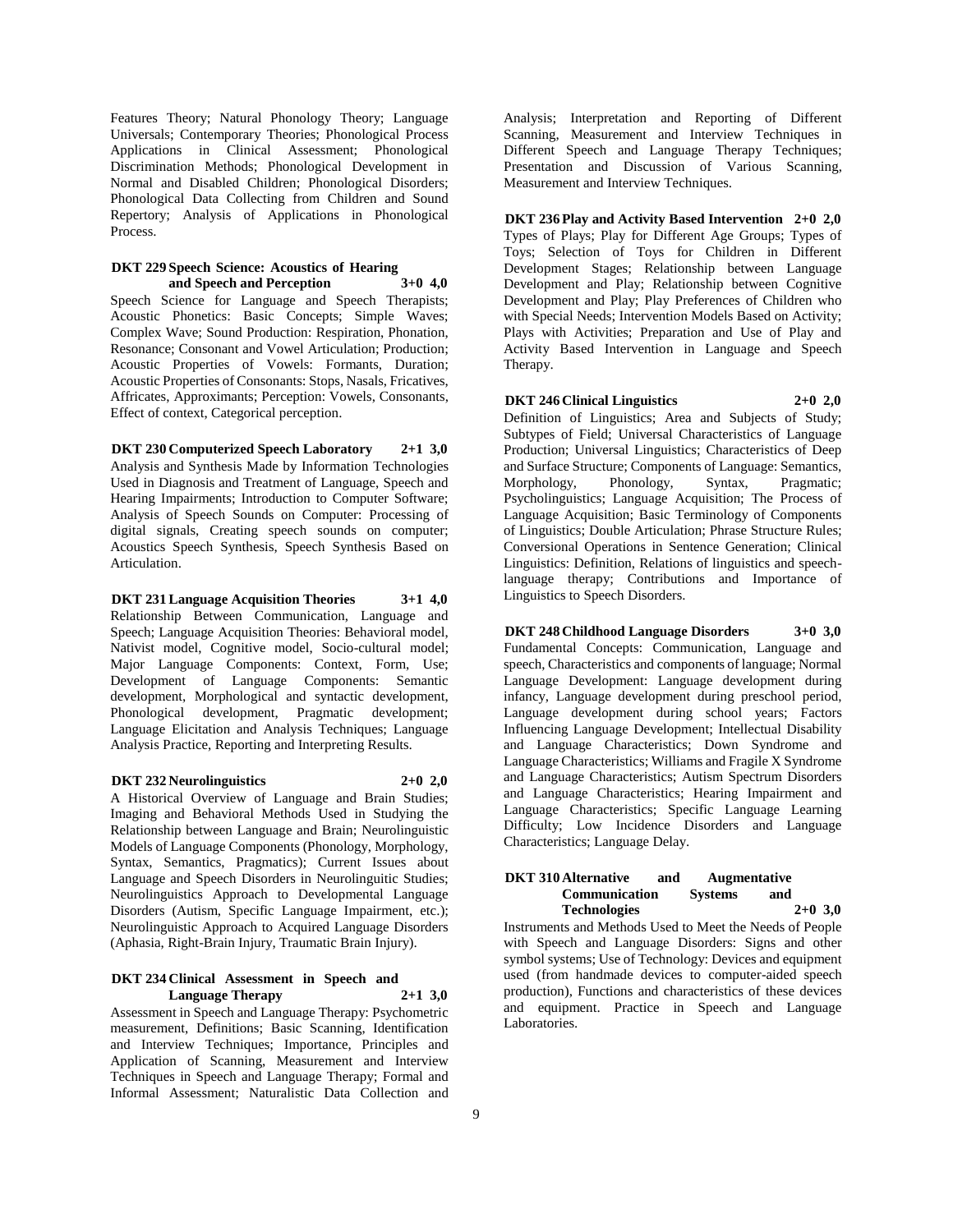Features Theory; Natural Phonology Theory; Language Universals; Contemporary Theories; Phonological Process Applications in Clinical Assessment; Phonological Discrimination Methods; Phonological Development in Normal and Disabled Children; Phonological Disorders; Phonological Data Collecting from Children and Sound Repertory; Analysis of Applications in Phonological Process.

**DKT 229 Speech Science: Acoustics of Hearing and Speech and Perception 3+0 4,0**

Speech Science for Language and Speech Therapists; Acoustic Phonetics: Basic Concepts; Simple Waves; Complex Wave; Sound Production: Respiration, Phonation, Resonance; Consonant and Vowel Articulation; Production; Acoustic Properties of Vowels: Formants, Duration; Acoustic Properties of Consonants: Stops, Nasals, Fricatives, Affricates, Approximants; Perception: Vowels, Consonants, Effect of context, Categorical perception.

**DKT 230 Computerized Speech Laboratory 2+1 3,0**

Analysis and Synthesis Made by Information Technologies Used in Diagnosis and Treatment of Language, Speech and Hearing Impairments; Introduction to Computer Software; Analysis of Speech Sounds on Computer: Processing of digital signals, Creating speech sounds on computer; Acoustics Speech Synthesis, Speech Synthesis Based on Articulation.

**DKT 231 Language Acquisition Theories 3+1 4,0**

Relationship Between Communication, Language and Speech; Language Acquisition Theories: Behavioral model, Nativist model, Cognitive model, Socio-cultural model; Major Language Components: Context, Form, Use; Development of Language Components: Semantic development, Morphological and syntactic development, Phonological development, Pragmatic development; Language Elicitation and Analysis Techniques; Language Analysis Practice, Reporting and Interpreting Results.

**DKT 232 Neurolinguistics 2+0 2,0**

A Historical Overview of Language and Brain Studies; Imaging and Behavioral Methods Used in Studying the Relationship between Language and Brain; Neurolinguistic Models of Language Components (Phonology, Morphology, Syntax, Semantics, Pragmatics); Current Issues about Language and Speech Disorders in Neurolinguitic Studies; Neurolinguistics Approach to Developmental Language Disorders (Autism, Specific Language Impairment, etc.); Neurolinguistic Approach to Acquired Language Disorders (Aphasia, Right-Brain Injury, Traumatic Brain Injury).

**DKT 234 Clinical Assessment in Speech and Language Therapy 2+1 3,0**

Assessment in Speech and Language Therapy: Psychometric measurement, Definitions; Basic Scanning, Identification and Interview Techniques; Importance, Principles and Application of Scanning, Measurement and Interview Techniques in Speech and Language Therapy; Formal and Informal Assessment; Naturalistic Data Collection and Analysis; Interpretation and Reporting of Different Scanning, Measurement and Interview Techniques in Different Speech and Language Therapy Techniques; Presentation and Discussion of Various Scanning, Measurement and Interview Techniques.

**DKT 236 Play and Activity Based Intervention 2+0 2,0**

Types of Plays; Play for Different Age Groups; Types of Toys; Selection of Toys for Children in Different Development Stages; Relationship between Language Development and Play; Relationship between Cognitive Development and Play; Play Preferences of Children who with Special Needs; Intervention Models Based on Activity; Plays with Activities; Preparation and Use of Play and Activity Based Intervention in Language and Speech Therapy.

**DKT 246 Clinical Linguistics 2+0 2,0**

Definition of Linguistics; Area and Subjects of Study; Subtypes of Field; Universal Characteristics of Language Production; Universal Linguistics; Characteristics of Deep and Surface Structure; Components of Language: Semantics, Morphology, Phonology, Syntax, Pragmatic; Psycholinguistics; Language Acquisition; The Process of Language Acquisition; Basic Terminology of Components of Linguistics; Double Articulation; Phrase Structure Rules; Conversional Operations in Sentence Generation; Clinical Linguistics: Definition, Relations of linguistics and speech-language therapy; Contributions and Importance of Linguistics to Speech Disorders.

**DKT 248 Childhood Language Disorders 3+0 3,0**

Fundamental Concepts: Communication, Language and speech, Characteristics and components of language; Normal Language Development: Language development during infancy, Language development during preschool period, Language development during school years; Factors Influencing Language Development; Intellectual Disability and Language Characteristics; Down Syndrome and Language Characteristics; Williams and Fragile X Syndrome and Language Characteristics; Autism Spectrum Disorders and Language Characteristics; Hearing Impairment and Language Characteristics; Specific Language Learning Difficulty; Low Incidence Disorders and Language Characteristics; Language Delay.

**DKT 310 Alternative and Augmentative Communication Systems and Technologies 2+0 3,0**

Instruments and Methods Used to Meet the Needs of People with Speech and Language Disorders: Signs and other symbol systems; Use of Technology: Devices and equipment used (from handmade devices to computer-aided speech production), Functions and characteristics of these devices and equipment. Practice in Speech and Language Laboratories.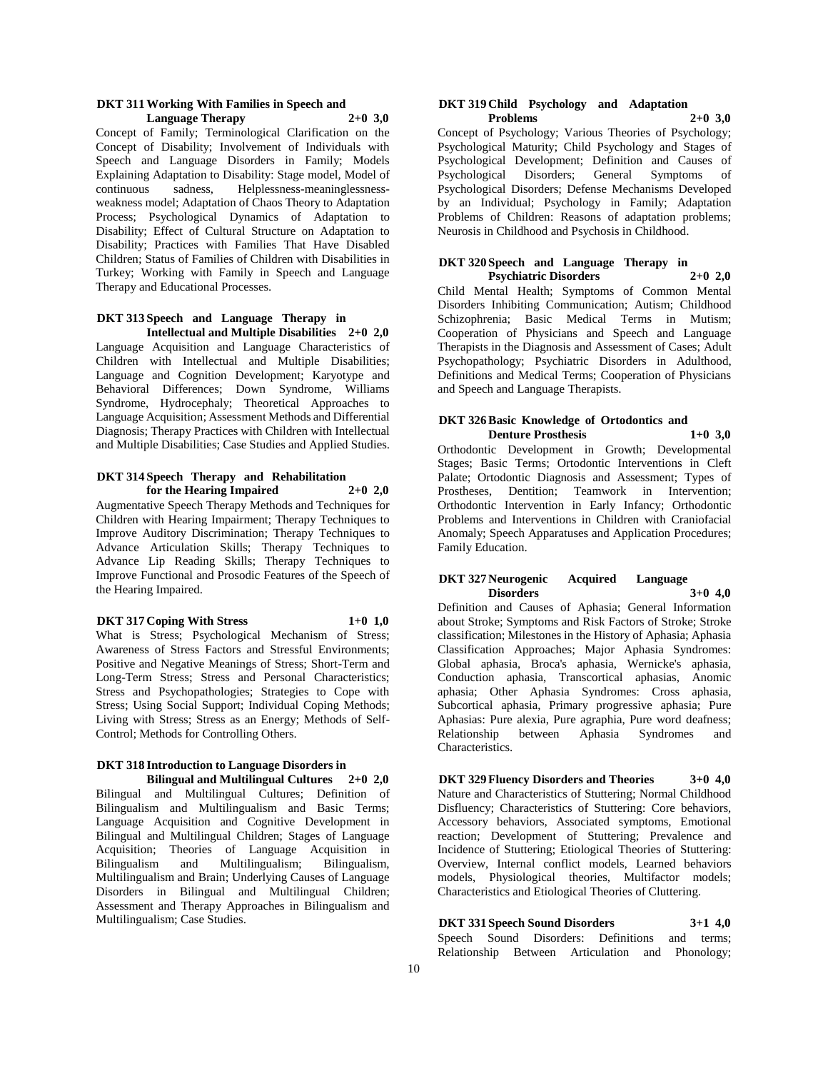### DKT 311 Working With Families in Speech and Language Therapy 2+0 3,0

Concept of Family; Terminological Clarification on the Concept of Disability; Involvement of Individuals with Speech and Language Disorders in Family; Models Explaining Adaptation to Disability: Stage model, Model of continuous sadness, Helplessness-meaninglessness-weakness model; Adaptation of Chaos Theory to Adaptation Process; Psychological Dynamics of Adaptation to Disability; Effect of Cultural Structure on Adaptation to Disability; Practices with Families That Have Disabled Children; Status of Families of Children with Disabilities in Turkey; Working with Family in Speech and Language Therapy and Educational Processes.

### DKT 313 Speech and Language Therapy in Intellectual and Multiple Disabilities 2+0 2,0

Language Acquisition and Language Characteristics of Children with Intellectual and Multiple Disabilities; Language and Cognition Development; Karyotype and Behavioral Differences; Down Syndrome, Williams Syndrome, Hydrocephaly; Theoretical Approaches to Language Acquisition; Assessment Methods and Differential Diagnosis; Therapy Practices with Children with Intellectual and Multiple Disabilities; Case Studies and Applied Studies.

### DKT 314 Speech Therapy and Rehabilitation for the Hearing Impaired 2+0 2,0

Augmentative Speech Therapy Methods and Techniques for Children with Hearing Impairment; Therapy Techniques to Improve Auditory Discrimination; Therapy Techniques to Advance Articulation Skills; Therapy Techniques to Advance Lip Reading Skills; Therapy Techniques to Improve Functional and Prosodic Features of the Speech of the Hearing Impaired.

### DKT 317 Coping With Stress 1+0 1,0

What is Stress; Psychological Mechanism of Stress; Awareness of Stress Factors and Stressful Environments; Positive and Negative Meanings of Stress; Short-Term and Long-Term Stress; Stress and Personal Characteristics; Stress and Psychopathologies; Strategies to Cope with Stress; Using Social Support; Individual Coping Methods; Living with Stress; Stress as an Energy; Methods of Self-Control; Methods for Controlling Others.

### DKT 318 Introduction to Language Disorders in Bilingual and Multilingual Cultures 2+0 2,0

Bilingual and Multilingual Cultures; Definition of Bilingualism and Multilingualism and Basic Terms; Language Acquisition and Cognitive Development in Bilingual and Multilingual Children; Stages of Language Acquisition; Theories of Language Acquisition in Bilingualism and Multilingualism; Bilingualism, Multilingualism and Brain; Underlying Causes of Language Disorders in Bilingual and Multilingual Children; Assessment and Therapy Approaches in Bilingualism and Multilingualism; Case Studies.

### DKT 319 Child Psychology and Adaptation Problems 2+0 3,0

Concept of Psychology; Various Theories of Psychology; Psychological Maturity; Child Psychology and Stages of Psychological Development; Definition and Causes of Psychological Disorders; General Symptoms of Psychological Disorders; Defense Mechanisms Developed by an Individual; Psychology in Family; Adaptation Problems of Children: Reasons of adaptation problems; Neurosis in Childhood and Psychosis in Childhood.

### DKT 320 Speech and Language Therapy in Psychiatric Disorders 2+0 2,0

Child Mental Health; Symptoms of Common Mental Disorders Inhibiting Communication; Autism; Childhood Schizophrenia; Basic Medical Terms in Mutism; Cooperation of Physicians and Speech and Language Therapists in the Diagnosis and Assessment of Cases; Adult Psychopathology; Psychiatric Disorders in Adulthood, Definitions and Medical Terms; Cooperation of Physicians and Speech and Language Therapists.

### DKT 326 Basic Knowledge of Ortodontics and Denture Prosthesis 1+0 3,0

Orthodontic Development in Growth; Developmental Stages; Basic Terms; Ortodontic Interventions in Cleft Palate; Ortodontic Diagnosis and Assessment; Types of Prostheses, Dentition; Teamwork in Intervention; Orthodontic Intervention in Early Infancy; Orthodontic Problems and Interventions in Children with Craniofacial Anomaly; Speech Apparatuses and Application Procedures; Family Education.

### DKT 327 Neurogenic Acquired Language Disorders 3+0 4,0

Definition and Causes of Aphasia; General Information about Stroke; Symptoms and Risk Factors of Stroke; Stroke classification; Milestones in the History of Aphasia; Aphasia Classification Approaches; Major Aphasia Syndromes: Global aphasia, Broca's aphasia, Wernicke's aphasia, Conduction aphasia, Transcortical aphasias, Anomic aphasia; Other Aphasia Syndromes: Cross aphasia, Subcortical aphasia, Primary progressive aphasia; Pure Aphasias: Pure alexia, Pure agraphia, Pure word deafness; Relationship between Aphasia Syndromes and Characteristics.

### DKT 329 Fluency Disorders and Theories 3+0 4,0

Nature and Characteristics of Stuttering; Normal Childhood Disfluency; Characteristics of Stuttering: Core behaviors, Accessory behaviors, Associated symptoms, Emotional reaction; Development of Stuttering; Prevalence and Incidence of Stuttering; Etiological Theories of Stuttering: Overview, Internal conflict models, Learned behaviors models, Physiological theories, Multifactor models; Characteristics and Etiological Theories of Cluttering.

### DKT 331 Speech Sound Disorders 3+1 4,0

Speech Sound Disorders: Definitions and terms; Relationship Between Articulation and Phonology;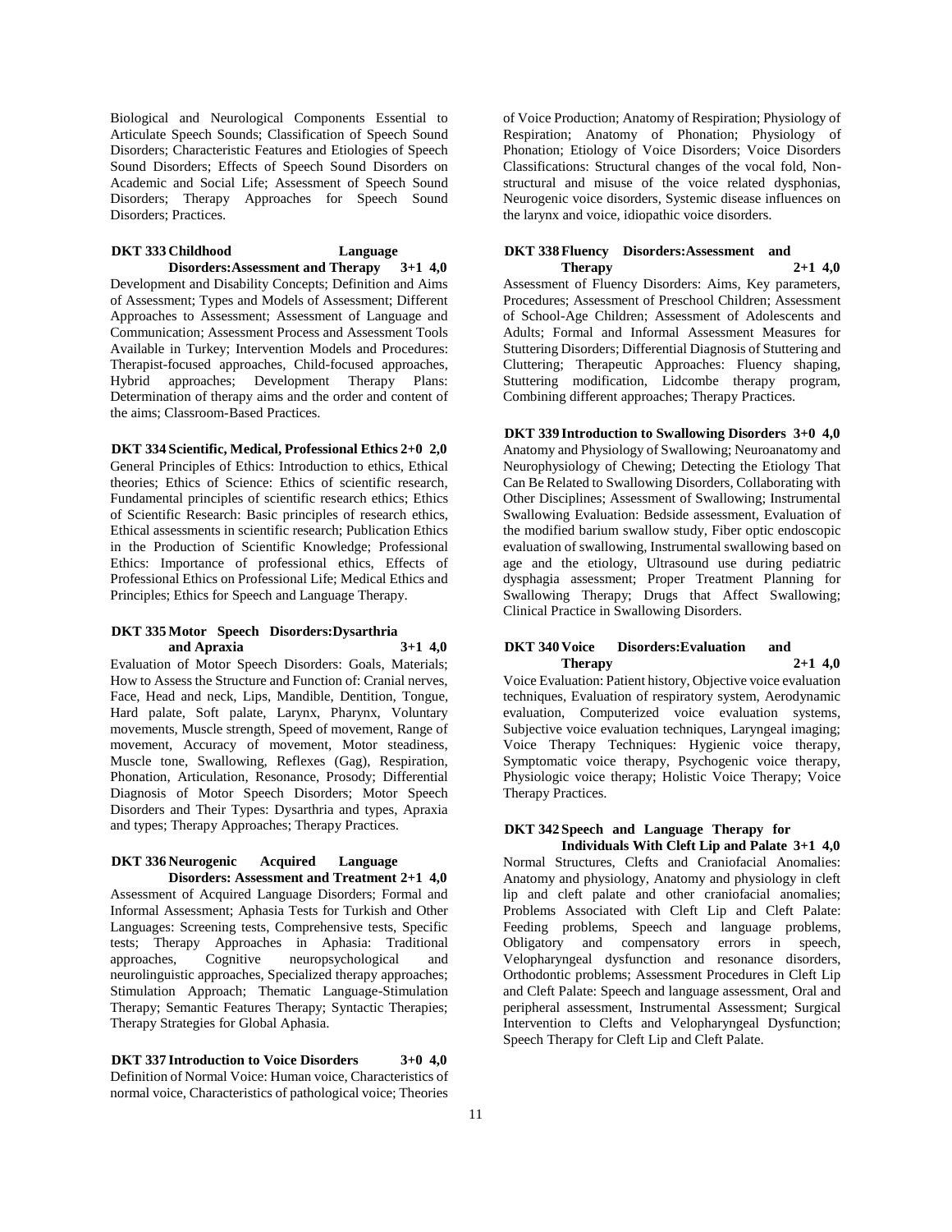Biological and Neurological Components Essential to Articulate Speech Sounds; Classification of Speech Sound Disorders; Characteristic Features and Etiologies of Speech Sound Disorders; Effects of Speech Sound Disorders on Academic and Social Life; Assessment of Speech Sound Disorders; Therapy Approaches for Speech Sound Disorders; Practices.

**DKT 333 Childhood Language Disorders:Assessment and Therapy 3+1 4,0**

Development and Disability Concepts; Definition and Aims of Assessment; Types and Models of Assessment; Different Approaches to Assessment; Assessment of Language and Communication; Assessment Process and Assessment Tools Available in Turkey; Intervention Models and Procedures: Therapist-focused approaches, Child-focused approaches, Hybrid approaches; Development Therapy Plans: Determination of therapy aims and the order and content of the aims; Classroom-Based Practices.

**DKT 334 Scientific, Medical, Professional Ethics 2+0 2,0**

General Principles of Ethics: Introduction to ethics, Ethical theories; Ethics of Science: Ethics of scientific research, Fundamental principles of scientific research ethics; Ethics of Scientific Research: Basic principles of research ethics, Ethical assessments in scientific research; Publication Ethics in the Production of Scientific Knowledge; Professional Ethics: Importance of professional ethics, Effects of Professional Ethics on Professional Life; Medical Ethics and Principles; Ethics for Speech and Language Therapy.

**DKT 335 Motor Speech Disorders:Dysarthria and Apraxia 3+1 4,0**

Evaluation of Motor Speech Disorders: Goals, Materials; How to Assess the Structure and Function of: Cranial nerves, Face, Head and neck, Lips, Mandible, Dentition, Tongue, Hard palate, Soft palate, Larynx, Pharynx, Voluntary movements, Muscle strength, Speed of movement, Range of movement, Accuracy of movement, Motor steadiness, Muscle tone, Swallowing, Reflexes (Gag), Respiration, Phonation, Articulation, Resonance, Prosody; Differential Diagnosis of Motor Speech Disorders; Motor Speech Disorders and Their Types: Dysarthria and types, Apraxia and types; Therapy Approaches; Therapy Practices.

**DKT 336 Neurogenic Acquired Language Disorders: Assessment and Treatment 2+1 4,0**

Assessment of Acquired Language Disorders; Formal and Informal Assessment; Aphasia Tests for Turkish and Other Languages: Screening tests, Comprehensive tests, Specific tests; Therapy Approaches in Aphasia: Traditional approaches, Cognitive neuropsychological and neurolinguistic approaches, Specialized therapy approaches; Stimulation Approach; Thematic Language-Stimulation Therapy; Semantic Features Therapy; Syntactic Therapies; Therapy Strategies for Global Aphasia.

**DKT 337 Introduction to Voice Disorders 3+0 4,0**

Definition of Normal Voice: Human voice, Characteristics of normal voice, Characteristics of pathological voice; Theories of Voice Production; Anatomy of Respiration; Physiology of Respiration; Anatomy of Phonation; Physiology of Phonation; Etiology of Voice Disorders; Voice Disorders Classifications: Structural changes of the vocal fold, Non-structural and misuse of the voice related dysphonias, Neurogenic voice disorders, Systemic disease influences on the larynx and voice, idiopathic voice disorders.

**DKT 338 Fluency Disorders:Assessment and Therapy 2+1 4,0**

Assessment of Fluency Disorders: Aims, Key parameters, Procedures; Assessment of Preschool Children; Assessment of School-Age Children; Assessment of Adolescents and Adults; Formal and Informal Assessment Measures for Stuttering Disorders; Differential Diagnosis of Stuttering and Cluttering; Therapeutic Approaches: Fluency shaping, Stuttering modification, Lidcombe therapy program, Combining different approaches; Therapy Practices.

**DKT 339 Introduction to Swallowing Disorders 3+0 4,0**

Anatomy and Physiology of Swallowing; Neuroanatomy and Neurophysiology of Chewing; Detecting the Etiology That Can Be Related to Swallowing Disorders, Collaborating with Other Disciplines; Assessment of Swallowing; Instrumental Swallowing Evaluation: Bedside assessment, Evaluation of the modified barium swallow study, Fiber optic endoscopic evaluation of swallowing, Instrumental swallowing based on age and the etiology, Ultrasound use during pediatric dysphagia assessment; Proper Treatment Planning for Swallowing Therapy; Drugs that Affect Swallowing; Clinical Practice in Swallowing Disorders.

**DKT 340 Voice Disorders:Evaluation and Therapy 2+1 4,0**

Voice Evaluation: Patient history, Objective voice evaluation techniques, Evaluation of respiratory system, Aerodynamic evaluation, Computerized voice evaluation systems, Subjective voice evaluation techniques, Laryngeal imaging; Voice Therapy Techniques: Hygienic voice therapy, Symptomatic voice therapy, Psychogenic voice therapy, Physiologic voice therapy; Holistic Voice Therapy; Voice Therapy Practices.

**DKT 342 Speech and Language Therapy for Individuals With Cleft Lip and Palate 3+1 4,0**

Normal Structures, Clefts and Craniofacial Anomalies: Anatomy and physiology, Anatomy and physiology in cleft lip and cleft palate and other craniofacial anomalies; Problems Associated with Cleft Lip and Cleft Palate: Feeding problems, Speech and language problems, Obligatory and compensatory errors in speech, Velopharyngeal dysfunction and resonance disorders, Orthodontic problems; Assessment Procedures in Cleft Lip and Cleft Palate: Speech and language assessment, Oral and peripheral assessment, Instrumental Assessment; Surgical Intervention to Clefts and Velopharyngeal Dysfunction; Speech Therapy for Cleft Lip and Cleft Palate.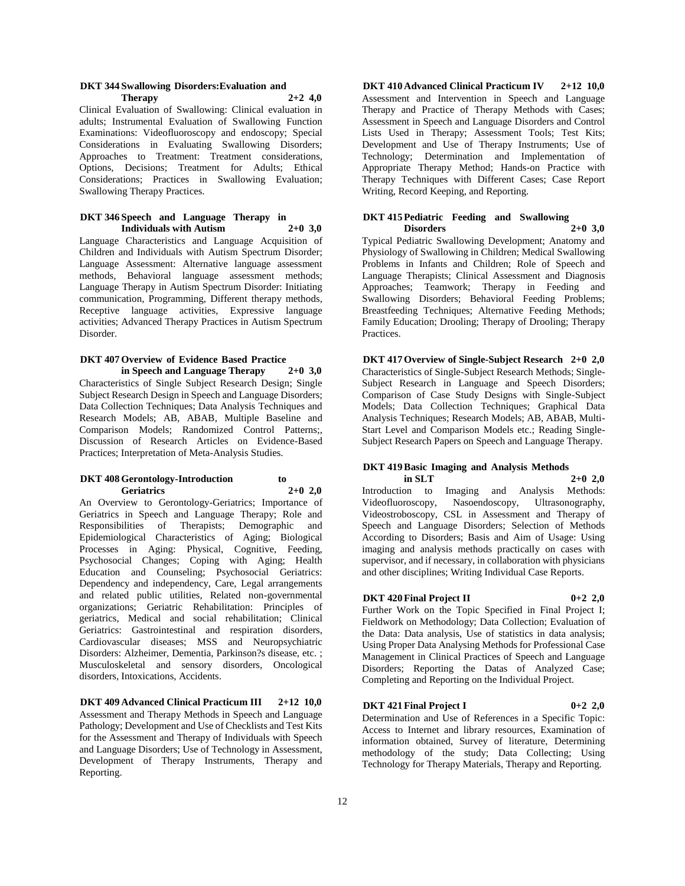**DKT 344 Swallowing Disorders:Evaluation and Therapy 2+2 4,0**

Clinical Evaluation of Swallowing: Clinical evaluation in adults; Instrumental Evaluation of Swallowing Function Examinations: Videofluoroscopy and endoscopy; Special Considerations in Evaluating Swallowing Disorders; Approaches to Treatment: Treatment considerations, Options, Decisions; Treatment for Adults; Ethical Considerations; Practices in Swallowing Evaluation; Swallowing Therapy Practices.

**DKT 346 Speech and Language Therapy in Individuals with Autism 2+0 3,0**

Language Characteristics and Language Acquisition of Children and Individuals with Autism Spectrum Disorder; Language Assessment: Alternative language assessment methods, Behavioral language assessment methods; Language Therapy in Autism Spectrum Disorder: Initiating communication, Programming, Different therapy methods, Receptive language activities, Expressive language activities; Advanced Therapy Practices in Autism Spectrum Disorder.

**DKT 407 Overview of Evidence Based Practice in Speech and Language Therapy 2+0 3,0**

Characteristics of Single Subject Research Design; Single Subject Research Design in Speech and Language Disorders; Data Collection Techniques; Data Analysis Techniques and Research Models; AB, ABAB, Multiple Baseline and Comparison Models; Randomized Control Patterns;, Discussion of Research Articles on Evidence-Based Practices; Interpretation of Meta-Analysis Studies.

**DKT 408 Gerontology-Introduction to Geriatrics 2+0 2,0**

An Overview to Gerontology-Geriatrics; Importance of Geriatrics in Speech and Language Therapy; Role and Responsibilities of Therapists; Demographic and Epidemiological Characteristics of Aging; Biological Processes in Aging: Physical, Cognitive, Feeding, Psychosocial Changes; Coping with Aging; Health Education and Counseling; Psychosocial Geriatrics: Dependency and independency, Care, Legal arrangements and related public utilities, Related non-governmental organizations; Geriatric Rehabilitation: Principles of geriatrics, Medical and social rehabilitation; Clinical Geriatrics: Gastrointestinal and respiration disorders, Cardiovascular diseases; MSS and Neuropsychiatric Disorders: Alzheimer, Dementia, Parkinson?s disease, etc. ; Musculoskeletal and sensory disorders, Oncological disorders, Intoxications, Accidents.

**DKT 409 Advanced Clinical Practicum III 2+12 10,0**

Assessment and Therapy Methods in Speech and Language Pathology; Development and Use of Checklists and Test Kits for the Assessment and Therapy of Individuals with Speech and Language Disorders; Use of Technology in Assessment, Development of Therapy Instruments, Therapy and Reporting.

**DKT 410 Advanced Clinical Practicum IV 2+12 10,0**

Assessment and Intervention in Speech and Language Therapy and Practice of Therapy Methods with Cases; Assessment in Speech and Language Disorders and Control Lists Used in Therapy; Assessment Tools; Test Kits; Development and Use of Therapy Instruments; Use of Technology; Determination and Implementation of Appropriate Therapy Method; Hands-on Practice with Therapy Techniques with Different Cases; Case Report Writing, Record Keeping, and Reporting.

**DKT 415 Pediatric Feeding and Swallowing Disorders 2+0 3,0**

Typical Pediatric Swallowing Development; Anatomy and Physiology of Swallowing in Children; Medical Swallowing Problems in Infants and Children; Role of Speech and Language Therapists; Clinical Assessment and Diagnosis Approaches; Teamwork; Therapy in Feeding and Swallowing Disorders; Behavioral Feeding Problems; Breastfeeding Techniques; Alternative Feeding Methods; Family Education; Drooling; Therapy of Drooling; Therapy Practices.

**DKT 417 Overview of Single-Subject Research 2+0 2,0**

Characteristics of Single-Subject Research Methods; Single-Subject Research in Language and Speech Disorders; Comparison of Case Study Designs with Single-Subject Models; Data Collection Techniques; Graphical Data Analysis Techniques; Research Models; AB, ABAB, Multi-Start Level and Comparison Models etc.; Reading Single-Subject Research Papers on Speech and Language Therapy.

**DKT 419 Basic Imaging and Analysis Methods in SLT 2+0 2,0**

Introduction to Imaging and Analysis Methods: Videofluoroscopy, Nasoendoscopy, Ultrasonography, Videostroboscopy, CSL in Assessment and Therapy of Speech and Language Disorders; Selection of Methods According to Disorders; Basis and Aim of Usage: Using imaging and analysis methods practically on cases with supervisor, and if necessary, in collaboration with physicians and other disciplines; Writing Individual Case Reports.

**DKT 420 Final Project II 0+2 2,0**

Further Work on the Topic Specified in Final Project I; Fieldwork on Methodology; Data Collection; Evaluation of the Data: Data analysis, Use of statistics in data analysis; Using Proper Data Analysing Methods for Professional Case Management in Clinical Practices of Speech and Language Disorders; Reporting the Datas of Analyzed Case; Completing and Reporting on the Individual Project.

**DKT 421 Final Project I 0+2 2,0**

Determination and Use of References in a Specific Topic: Access to Internet and library resources, Examination of information obtained, Survey of literature, Determining methodology of the study; Data Collecting; Using Technology for Therapy Materials, Therapy and Reporting.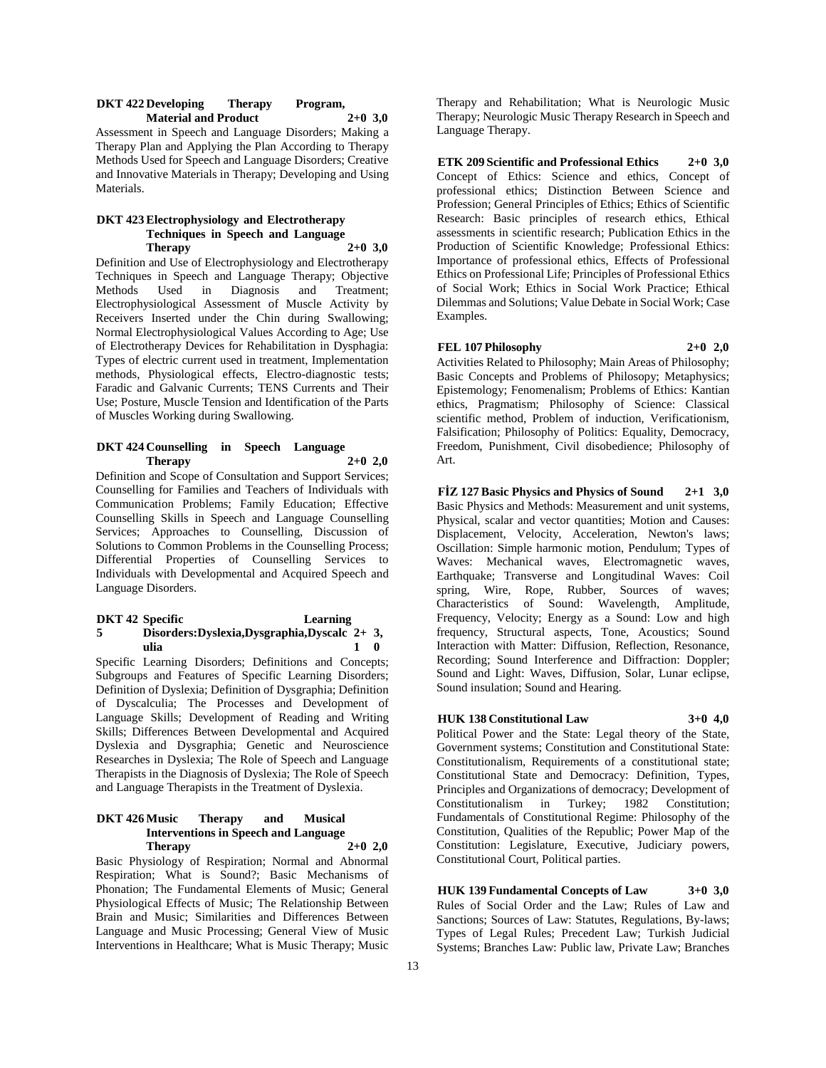**DKT 422 Developing Therapy Program, Material and Product 2+0 3,0**

Assessment in Speech and Language Disorders; Making a Therapy Plan and Applying the Plan According to Therapy Methods Used for Speech and Language Disorders; Creative and Innovative Materials in Therapy; Developing and Using Materials.

**DKT 423 Electrophysiology and Electrotherapy Techniques in Speech and Language Therapy 2+0 3,0**

Definition and Use of Electrophysiology and Electrotherapy Techniques in Speech and Language Therapy; Objective Methods Used in Diagnosis and Treatment; Electrophysiological Assessment of Muscle Activity by Receivers Inserted under the Chin during Swallowing; Normal Electrophysiological Values According to Age; Use of Electrotherapy Devices for Rehabilitation in Dysphagia: Types of electric current used in treatment, Implementation methods, Physiological effects, Electro-diagnostic tests; Faradic and Galvanic Currents; TENS Currents and Their Use; Posture, Muscle Tension and Identification of the Parts of Muscles Working during Swallowing.

**DKT 424 Counselling in Speech Language Therapy 2+0 2,0**

Definition and Scope of Consultation and Support Services; Counselling for Families and Teachers of Individuals with Communication Problems; Family Education; Effective Counselling Skills in Speech and Language Counselling Services; Approaches to Counselling, Discussion of Solutions to Common Problems in the Counselling Process; Differential Properties of Counselling Services to Individuals with Developmental and Acquired Speech and Language Disorders.

**DKT 425 Specific Learning Disorders:Dyslexia,Dysgraphia,Dyscalculia 2+1 3,0**

Specific Learning Disorders; Definitions and Concepts; Subgroups and Features of Specific Learning Disorders; Definition of Dyslexia; Definition of Dysgraphia; Definition of Dyscalculia; The Processes and Development of Language Skills; Development of Reading and Writing Skills; Differences Between Developmental and Acquired Dyslexia and Dysgraphia; Genetic and Neuroscience Researches in Dyslexia; The Role of Speech and Language Therapists in the Diagnosis of Dyslexia; The Role of Speech and Language Therapists in the Treatment of Dyslexia.

**DKT 426 Music Therapy and Musical Interventions in Speech and Language Therapy 2+0 2,0**

Basic Physiology of Respiration; Normal and Abnormal Respiration; What is Sound?; Basic Mechanisms of Phonation; The Fundamental Elements of Music; General Physiological Effects of Music; The Relationship Between Brain and Music; Similarities and Differences Between Language and Music Processing; General View of Music Interventions in Healthcare; What is Music Therapy; Music Therapy and Rehabilitation; What is Neurologic Music Therapy; Neurologic Music Therapy Research in Speech and Language Therapy.

**ETK 209 Scientific and Professional Ethics 2+0 3,0**

Concept of Ethics: Science and ethics, Concept of professional ethics; Distinction Between Science and Profession; General Principles of Ethics; Ethics of Scientific Research: Basic principles of research ethics, Ethical assessments in scientific research; Publication Ethics in the Production of Scientific Knowledge; Professional Ethics: Importance of professional ethics, Effects of Professional Ethics on Professional Life; Principles of Professional Ethics of Social Work; Ethics in Social Work Practice; Ethical Dilemmas and Solutions; Value Debate in Social Work; Case Examples.

**FEL 107 Philosophy 2+0 2,0**

Activities Related to Philosophy; Main Areas of Philosophy; Basic Concepts and Problems of Philosopy; Metaphysics; Epistemology; Fenomenalism; Problems of Ethics: Kantian ethics, Pragmatism; Philosophy of Science: Classical scientific method, Problem of induction, Verificationism, Falsification; Philosophy of Politics: Equality, Democracy, Freedom, Punishment, Civil disobedience; Philosophy of Art.

**FİZ 127 Basic Physics and Physics of Sound 2+1 3,0**

Basic Physics and Methods: Measurement and unit systems, Physical, scalar and vector quantities; Motion and Causes: Displacement, Velocity, Acceleration, Newton's laws; Oscillation: Simple harmonic motion, Pendulum; Types of Waves: Mechanical waves, Electromagnetic waves, Earthquake; Transverse and Longitudinal Waves: Coil spring, Wire, Rope, Rubber, Sources of waves; Characteristics of Sound: Wavelength, Amplitude, Frequency, Velocity; Energy as a Sound: Low and high frequency, Structural aspects, Tone, Acoustics; Sound Interaction with Matter: Diffusion, Reflection, Resonance, Recording; Sound Interference and Diffraction: Doppler; Sound and Light: Waves, Diffusion, Solar, Lunar eclipse, Sound insulation; Sound and Hearing.

**HUK 138 Constitutional Law 3+0 4,0**

Political Power and the State: Legal theory of the State, Government systems; Constitution and Constitutional State: Constitutionalism, Requirements of a constitutional state; Constitutional State and Democracy: Definition, Types, Principles and Organizations of democracy; Development of Constitutionalism in Turkey; 1982 Constitution; Fundamentals of Constitutional Regime: Philosophy of the Constitution, Qualities of the Republic; Power Map of the Constitution: Legislature, Executive, Judiciary powers, Constitutional Court, Political parties.

**HUK 139 Fundamental Concepts of Law 3+0 3,0**

Rules of Social Order and the Law; Rules of Law and Sanctions; Sources of Law: Statutes, Regulations, By-laws; Types of Legal Rules; Precedent Law; Turkish Judicial Systems; Branches Law: Public law, Private Law; Branches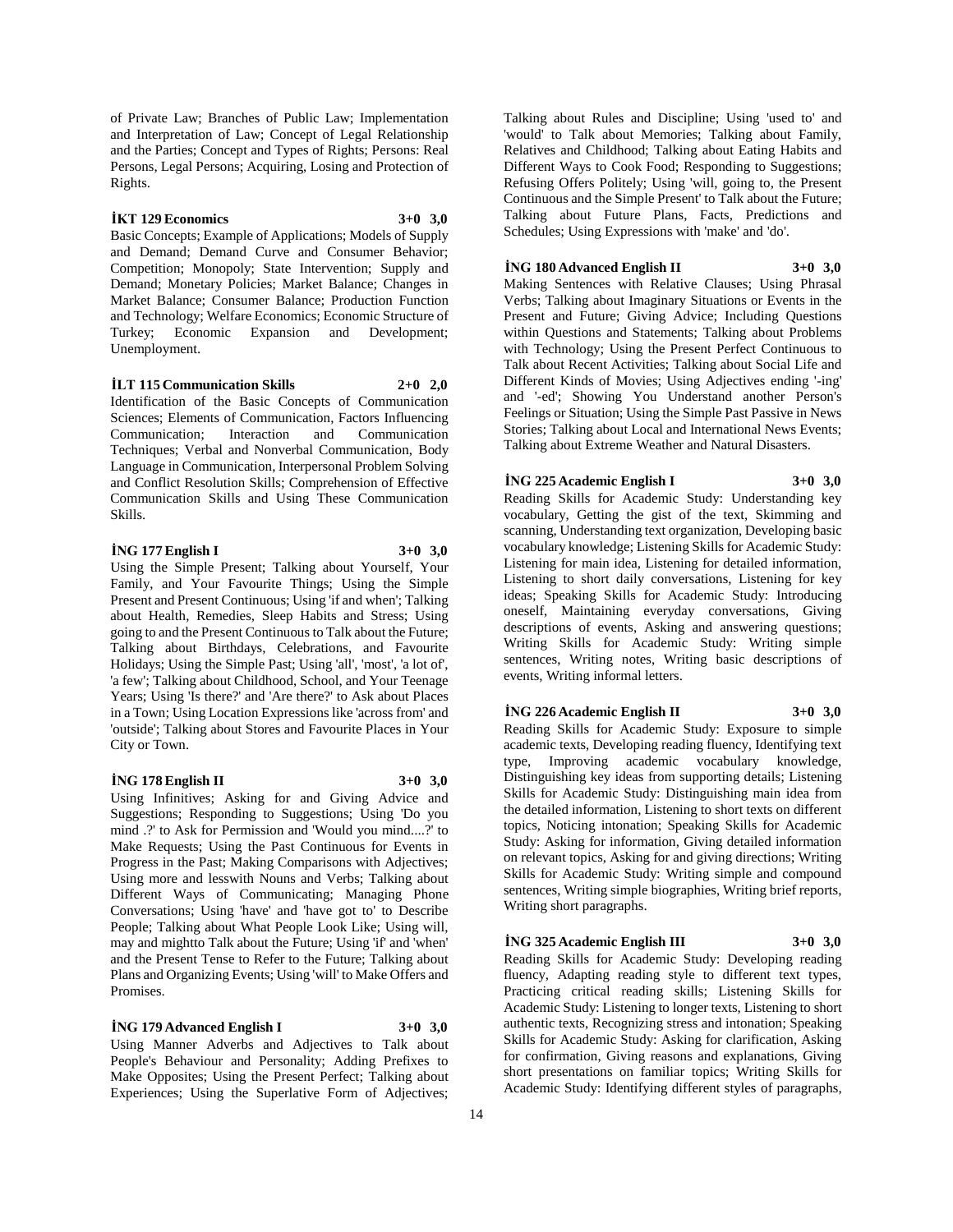of Private Law; Branches of Public Law; Implementation and Interpretation of Law; Concept of Legal Relationship and the Parties; Concept and Types of Rights; Persons: Real Persons, Legal Persons; Acquiring, Losing and Protection of Rights.

**İKT 129 Economics 3+0 3,0**

Basic Concepts; Example of Applications; Models of Supply and Demand; Demand Curve and Consumer Behavior; Competition; Monopoly; State Intervention; Supply and Demand; Monetary Policies; Market Balance; Changes in Market Balance; Consumer Balance; Production Function and Technology; Welfare Economics; Economic Structure of Turkey; Economic Expansion and Development; Unemployment.

**İLT 115 Communication Skills 2+0 2,0**

Identification of the Basic Concepts of Communication Sciences; Elements of Communication, Factors Influencing Communication; Interaction and Communication Techniques; Verbal and Nonverbal Communication, Body Language in Communication, Interpersonal Problem Solving and Conflict Resolution Skills; Comprehension of Effective Communication Skills and Using These Communication Skills.

**İNG 177 English I 3+0 3,0**

Using the Simple Present; Talking about Yourself, Your Family, and Your Favourite Things; Using the Simple Present and Present Continuous; Using 'if and when'; Talking about Health, Remedies, Sleep Habits and Stress; Using going to and the Present Continuous to Talk about the Future; Talking about Birthdays, Celebrations, and Favourite Holidays; Using the Simple Past; Using 'all', 'most', 'a lot of', 'a few'; Talking about Childhood, School, and Your Teenage Years; Using 'Is there?' and 'Are there?' to Ask about Places in a Town; Using Location Expressions like 'across from' and 'outside'; Talking about Stores and Favourite Places in Your City or Town.

**İNG 178 English II 3+0 3,0**

Using Infinitives; Asking for and Giving Advice and Suggestions; Responding to Suggestions; Using 'Do you mind .?' to Ask for Permission and 'Would you mind....?' to Make Requests; Using the Past Continuous for Events in Progress in the Past; Making Comparisons with Adjectives; Using more and lesswith Nouns and Verbs; Talking about Different Ways of Communicating; Managing Phone Conversations; Using 'have' and 'have got to' to Describe People; Talking about What People Look Like; Using will, may and mightto Talk about the Future; Using 'if' and 'when' and the Present Tense to Refer to the Future; Talking about Plans and Organizing Events; Using 'will' to Make Offers and Promises.

**İNG 179 Advanced English I 3+0 3,0**

Using Manner Adverbs and Adjectives to Talk about People's Behaviour and Personality; Adding Prefixes to Make Opposites; Using the Present Perfect; Talking about Experiences; Using the Superlative Form of Adjectives; Talking about Rules and Discipline; Using 'used to' and 'would' to Talk about Memories; Talking about Family, Relatives and Childhood; Talking about Eating Habits and Different Ways to Cook Food; Responding to Suggestions; Refusing Offers Politely; Using 'will, going to, the Present Continuous and the Simple Present' to Talk about the Future; Talking about Future Plans, Facts, Predictions and Schedules; Using Expressions with 'make' and 'do'.

**İNG 180 Advanced English II 3+0 3,0**

Making Sentences with Relative Clauses; Using Phrasal Verbs; Talking about Imaginary Situations or Events in the Present and Future; Giving Advice; Including Questions within Questions and Statements; Talking about Problems with Technology; Using the Present Perfect Continuous to Talk about Recent Activities; Talking about Social Life and Different Kinds of Movies; Using Adjectives ending '-ing' and '-ed'; Showing You Understand another Person's Feelings or Situation; Using the Simple Past Passive in News Stories; Talking about Local and International News Events; Talking about Extreme Weather and Natural Disasters.

**İNG 225 Academic English I 3+0 3,0**

Reading Skills for Academic Study: Understanding key vocabulary, Getting the gist of the text, Skimming and scanning, Understanding text organization, Developing basic vocabulary knowledge; Listening Skills for Academic Study: Listening for main idea, Listening for detailed information, Listening to short daily conversations, Listening for key ideas; Speaking Skills for Academic Study: Introducing oneself, Maintaining everyday conversations, Giving descriptions of events, Asking and answering questions; Writing Skills for Academic Study: Writing simple sentences, Writing notes, Writing basic descriptions of events, Writing informal letters.

**İNG 226 Academic English II 3+0 3,0**

Reading Skills for Academic Study: Exposure to simple academic texts, Developing reading fluency, Identifying text type, Improving academic vocabulary knowledge, Distinguishing key ideas from supporting details; Listening Skills for Academic Study: Distinguishing main idea from the detailed information, Listening to short texts on different topics, Noticing intonation; Speaking Skills for Academic Study: Asking for information, Giving detailed information on relevant topics, Asking for and giving directions; Writing Skills for Academic Study: Writing simple and compound sentences, Writing simple biographies, Writing brief reports, Writing short paragraphs.

**İNG 325 Academic English III 3+0 3,0**

Reading Skills for Academic Study: Developing reading fluency, Adapting reading style to different text types, Practicing critical reading skills; Listening Skills for Academic Study: Listening to longer texts, Listening to short authentic texts, Recognizing stress and intonation; Speaking Skills for Academic Study: Asking for clarification, Asking for confirmation, Giving reasons and explanations, Giving short presentations on familiar topics; Writing Skills for Academic Study: Identifying different styles of paragraphs,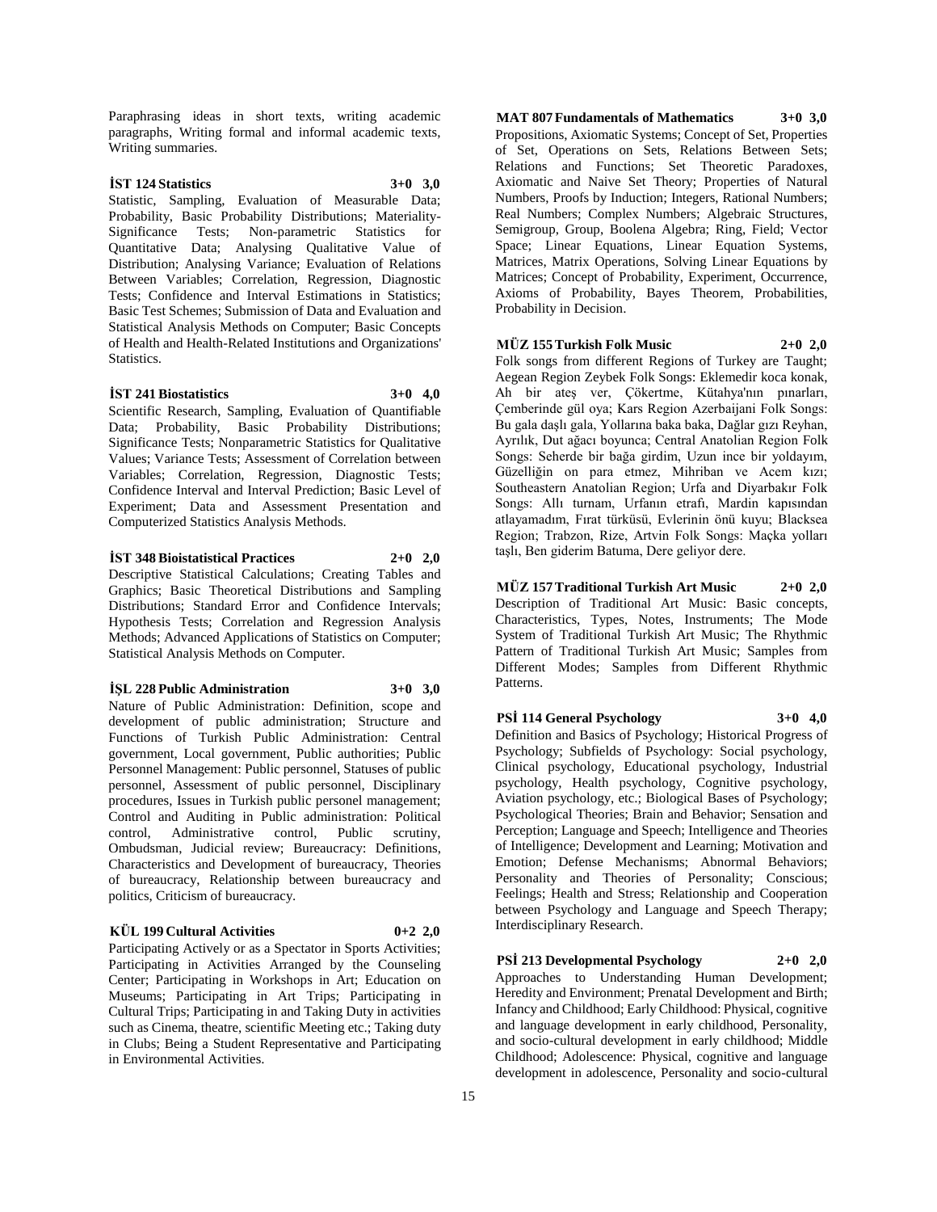Paraphrasing ideas in short texts, writing academic paragraphs, Writing formal and informal academic texts, Writing summaries.

**İST 124 Statistics 3+0 3,0**

Statistic, Sampling, Evaluation of Measurable Data; Probability, Basic Probability Distributions; Materiality-Significance Tests; Non-parametric Statistics for Quantitative Data; Analysing Qualitative Value of Distribution; Analysing Variance; Evaluation of Relations Between Variables; Correlation, Regression, Diagnostic Tests; Confidence and Interval Estimations in Statistics; Basic Test Schemes; Submission of Data and Evaluation and Statistical Analysis Methods on Computer; Basic Concepts of Health and Health-Related Institutions and Organizations' Statistics.

**İST 241 Biostatistics 3+0 4,0**

Scientific Research, Sampling, Evaluation of Quantifiable Data; Probability, Basic Probability Distributions; Significance Tests; Nonparametric Statistics for Qualitative Values; Variance Tests; Assessment of Correlation between Variables; Correlation, Regression, Diagnostic Tests; Confidence Interval and Interval Prediction; Basic Level of Experiment; Data and Assessment Presentation and Computerized Statistics Analysis Methods.

**İST 348 Bioistatistical Practices 2+0 2,0**

Descriptive Statistical Calculations; Creating Tables and Graphics; Basic Theoretical Distributions and Sampling Distributions; Standard Error and Confidence Intervals; Hypothesis Tests; Correlation and Regression Analysis Methods; Advanced Applications of Statistics on Computer; Statistical Analysis Methods on Computer.

**İŞL 228 Public Administration 3+0 3,0**

Nature of Public Administration: Definition, scope and development of public administration; Structure and Functions of Turkish Public Administration: Central government, Local government, Public authorities; Public Personnel Management: Public personnel, Statuses of public personnel, Assessment of public personnel, Disciplinary procedures, Issues in Turkish public personel management; Control and Auditing in Public administration: Political control, Administrative control, Public scrutiny, Ombudsman, Judicial review; Bureaucracy: Definitions, Characteristics and Development of bureaucracy, Theories of bureaucracy, Relationship between bureaucracy and politics, Criticism of bureaucracy.

**KÜL 199 Cultural Activities 0+2 2,0**

Participating Actively or as a Spectator in Sports Activities; Participating in Activities Arranged by the Counseling Center; Participating in Workshops in Art; Education on Museums; Participating in Art Trips; Participating in Cultural Trips; Participating in and Taking Duty in activities such as Cinema, theatre, scientific Meeting etc.; Taking duty in Clubs; Being a Student Representative and Participating in Environmental Activities.

**MAT 807 Fundamentals of Mathematics 3+0 3,0**

Propositions, Axiomatic Systems; Concept of Set, Properties of Set, Operations on Sets, Relations Between Sets; Relations and Functions; Set Theoretic Paradoxes, Axiomatic and Naive Set Theory; Properties of Natural Numbers, Proofs by Induction; Integers, Rational Numbers; Real Numbers; Complex Numbers; Algebraic Structures, Semigroup, Group, Boolena Algebra; Ring, Field; Vector Space; Linear Equations, Linear Equation Systems, Matrices, Matrix Operations, Solving Linear Equations by Matrices; Concept of Probability, Experiment, Occurrence, Axioms of Probability, Bayes Theorem, Probabilities, Probability in Decision.

**MÜZ 155 Turkish Folk Music 2+0 2,0**

Folk songs from different Regions of Turkey are Taught; Aegean Region Zeybek Folk Songs: Eklemedir koca konak, Ah bir ateş ver, Çökertme, Kütahya'nın pınarları, Çemberinde gül oya; Kars Region Azerbaijani Folk Songs: Bu gala daşlı gala, Yollarına baka baka, Dağlar gızı Reyhan, Ayrılık, Dut ağacı boyunca; Central Anatolian Region Folk Songs: Seherde bir bağa girdim, Uzun ince bir yoldayım, Güzelliğin on para etmez, Mihriban ve Acem kızı; Southeastern Anatolian Region; Urfa and Diyarbakır Folk Songs: Allı turnam, Urfanın etrafı, Mardin kapısından atlayamadım, Fırat türküsü, Evlerinin önü kuyu; Blacksea Region; Trabzon, Rize, Artvin Folk Songs: Maçka yolları taşlı, Ben giderim Batuma, Dere geliyor dere.

**MÜZ 157 Traditional Turkish Art Music 2+0 2,0**

Description of Traditional Art Music: Basic concepts, Characteristics, Types, Notes, Instruments; The Mode System of Traditional Turkish Art Music; The Rhythmic Pattern of Traditional Turkish Art Music; Samples from Different Modes; Samples from Different Rhythmic Patterns.

**PSİ 114 General Psychology 3+0 4,0**

Definition and Basics of Psychology; Historical Progress of Psychology; Subfields of Psychology: Social psychology, Clinical psychology, Educational psychology, Industrial psychology, Health psychology, Cognitive psychology, Aviation psychology, etc.; Biological Bases of Psychology; Psychological Theories; Brain and Behavior; Sensation and Perception; Language and Speech; Intelligence and Theories of Intelligence; Development and Learning; Motivation and Emotion; Defense Mechanisms; Abnormal Behaviors; Personality and Theories of Personality; Conscious; Feelings; Health and Stress; Relationship and Cooperation between Psychology and Language and Speech Therapy; Interdisciplinary Research.

**PSİ 213 Developmental Psychology 2+0 2,0**

Approaches to Understanding Human Development; Heredity and Environment; Prenatal Development and Birth; Infancy and Childhood; Early Childhood: Physical, cognitive and language development in early childhood, Personality, and socio-cultural development in early childhood; Middle Childhood; Adolescence: Physical, cognitive and language development in adolescence, Personality and socio-cultural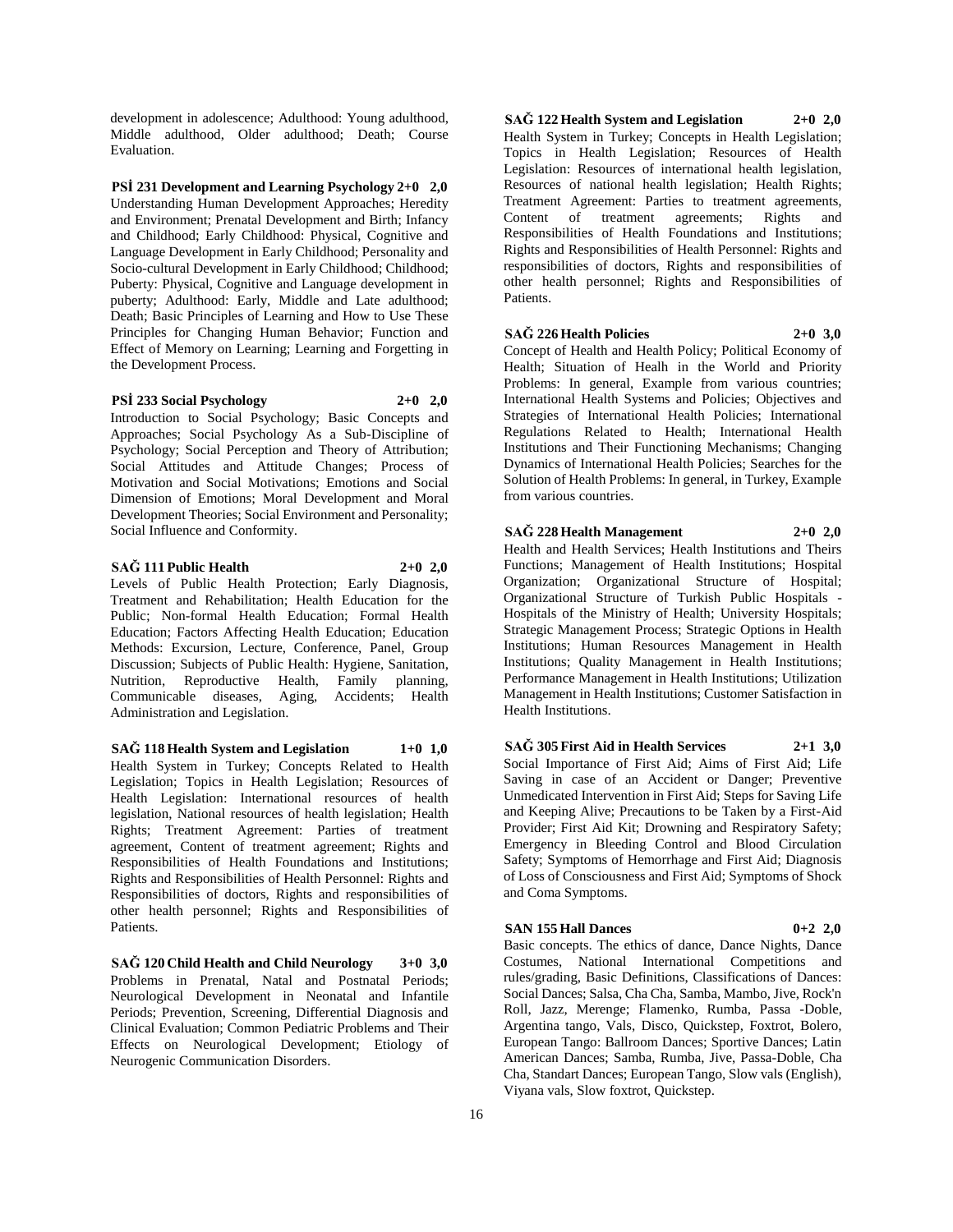development in adolescence; Adulthood: Young adulthood, Middle adulthood, Older adulthood; Death; Course Evaluation.

**PSİ 231 Development and Learning Psychology 2+0 2,0**

Understanding Human Development Approaches; Heredity and Environment; Prenatal Development and Birth; Infancy and Childhood; Early Childhood: Physical, Cognitive and Language Development in Early Childhood; Personality and Socio-cultural Development in Early Childhood; Childhood; Puberty: Physical, Cognitive and Language development in puberty; Adulthood: Early, Middle and Late adulthood; Death; Basic Principles of Learning and How to Use These Principles for Changing Human Behavior; Function and Effect of Memory on Learning; Learning and Forgetting in the Development Process.

**PSİ 233 Social Psychology 2+0 2,0**

Introduction to Social Psychology; Basic Concepts and Approaches; Social Psychology As a Sub-Discipline of Psychology; Social Perception and Theory of Attribution; Social Attitudes and Attitude Changes; Process of Motivation and Social Motivations; Emotions and Social Dimension of Emotions; Moral Development and Moral Development Theories; Social Environment and Personality; Social Influence and Conformity.

**SAĞ 111 Public Health 2+0 2,0**

Levels of Public Health Protection; Early Diagnosis, Treatment and Rehabilitation; Health Education for the Public; Non-formal Health Education; Formal Health Education; Factors Affecting Health Education; Education Methods: Excursion, Lecture, Conference, Panel, Group Discussion; Subjects of Public Health: Hygiene, Sanitation, Nutrition, Reproductive Health, Family planning, Communicable diseases, Aging, Accidents; Health Administration and Legislation.

**SAĞ 118 Health System and Legislation 1+0 1,0**

Health System in Turkey; Concepts Related to Health Legislation; Topics in Health Legislation; Resources of Health Legislation: International resources of health legislation, National resources of health legislation; Health Rights; Treatment Agreement: Parties of treatment agreement, Content of treatment agreement; Rights and Responsibilities of Health Foundations and Institutions; Rights and Responsibilities of Health Personnel: Rights and Responsibilities of doctors, Rights and responsibilities of other health personnel; Rights and Responsibilities of Patients.

**SAĞ 120 Child Health and Child Neurology 3+0 3,0**

Problems in Prenatal, Natal and Postnatal Periods; Neurological Development in Neonatal and Infantile Periods; Prevention, Screening, Differential Diagnosis and Clinical Evaluation; Common Pediatric Problems and Their Effects on Neurological Development; Etiology of Neurogenic Communication Disorders.

**SAĞ 122 Health System and Legislation 2+0 2,0**

Health System in Turkey; Concepts in Health Legislation; Topics in Health Legislation; Resources of Health Legislation: Resources of international health legislation, Resources of national health legislation; Health Rights; Treatment Agreement: Parties to treatment agreements, Content of treatment agreements; Rights and Responsibilities of Health Foundations and Institutions; Rights and Responsibilities of Health Personnel: Rights and responsibilities of doctors, Rights and responsibilities of other health personnel; Rights and Responsibilities of Patients.

**SAĞ 226 Health Policies 2+0 3,0**

Concept of Health and Health Policy; Political Economy of Health; Situation of Healh in the World and Priority Problems: In general, Example from various countries; International Health Systems and Policies; Objectives and Strategies of International Health Policies; International Regulations Related to Health; International Health Institutions and Their Functioning Mechanisms; Changing Dynamics of International Health Policies; Searches for the Solution of Health Problems: In general, in Turkey, Example from various countries.

**SAĞ 228 Health Management 2+0 2,0**

Health and Health Services; Health Institutions and Theirs Functions; Management of Health Institutions; Hospital Organization; Organizational Structure of Hospital; Organizational Structure of Turkish Public Hospitals - Hospitals of the Ministry of Health; University Hospitals; Strategic Management Process; Strategic Options in Health Institutions; Human Resources Management in Health Institutions; Quality Management in Health Institutions; Performance Management in Health Institutions; Utilization Management in Health Institutions; Customer Satisfaction in Health Institutions.

**SAĞ 305 First Aid in Health Services 2+1 3,0**

Social Importance of First Aid; Aims of First Aid; Life Saving in case of an Accident or Danger; Preventive Unmedicated Intervention in First Aid; Steps for Saving Life and Keeping Alive; Precautions to be Taken by a First-Aid Provider; First Aid Kit; Drowning and Respiratory Safety; Emergency in Bleeding Control and Blood Circulation Safety; Symptoms of Hemorrhage and First Aid; Diagnosis of Loss of Consciousness and First Aid; Symptoms of Shock and Coma Symptoms.

**SAN 155 Hall Dances 0+2 2,0**

Basic concepts. The ethics of dance, Dance Nights, Dance Costumes, National International Competitions and rules/grading, Basic Definitions, Classifications of Dances: Social Dances; Salsa, Cha Cha, Samba, Mambo, Jive, Rock'n Roll, Jazz, Merenge; Flamenko, Rumba, Passa -Doble, Argentina tango, Vals, Disco, Quickstep, Foxtrot, Bolero, European Tango: Ballroom Dances; Sportive Dances; Latin American Dances; Samba, Rumba, Jive, Passa-Doble, Cha Cha, Standart Dances; European Tango, Slow vals (English), Viyana vals, Slow foxtrot, Quickstep.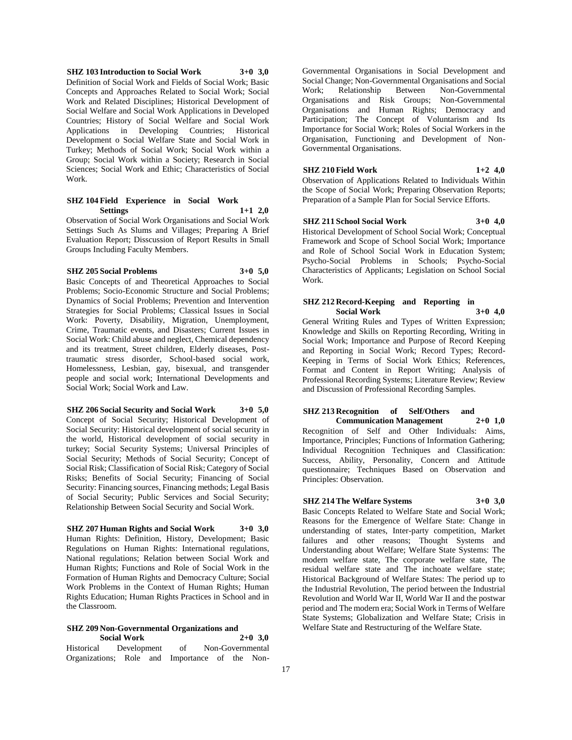**SHZ 103 Introduction to Social Work 3+0 3,0**

Definition of Social Work and Fields of Social Work; Basic Concepts and Approaches Related to Social Work; Social Work and Related Disciplines; Historical Development of Social Welfare and Social Work Applications in Developed Countries; History of Social Welfare and Social Work Applications in Developing Countries; Historical Development o Social Welfare State and Social Work in Turkey; Methods of Social Work; Social Work within a Group; Social Work within a Society; Research in Social Sciences; Social Work and Ethic; Characteristics of Social Work.

**SHZ 104 Field Experience in Social Work Settings 1+1 2,0**

Observation of Social Work Organisations and Social Work Settings Such As Slums and Villages; Preparing A Brief Evaluation Report; Disscussion of Report Results in Small Groups Including Faculty Members.

**SHZ 205 Social Problems 3+0 5,0**

Basic Concepts of and Theoretical Approaches to Social Problems; Socio-Economic Structure and Social Problems; Dynamics of Social Problems; Prevention and Intervention Strategies for Social Problems; Classical Issues in Social Work: Poverty, Disability, Migration, Unemployment, Crime, Traumatic events, and Disasters; Current Issues in Social Work: Child abuse and neglect, Chemical dependency and its treatment, Street children, Elderly diseases, Post-traumatic stress disorder, School-based social work, Homelessness, Lesbian, gay, bisexual, and transgender people and social work; International Developments and Social Work; Social Work and Law.

**SHZ 206 Social Security and Social Work 3+0 5,0**

Concept of Social Security; Historical Development of Social Security: Historical development of social security in the world, Historical development of social security in turkey; Social Security Systems; Universal Principles of Social Security; Methods of Social Security; Concept of Social Risk; Classification of Social Risk; Category of Social Risks; Benefits of Social Security; Financing of Social Security: Financing sources, Financing methods; Legal Basis of Social Security; Public Services and Social Security; Relationship Between Social Security and Social Work.

**SHZ 207 Human Rights and Social Work 3+0 3,0**

Human Rights: Definition, History, Development; Basic Regulations on Human Rights: International regulations, National regulations; Relation between Social Work and Human Rights; Functions and Role of Social Work in the Formation of Human Rights and Democracy Culture; Social Work Problems in the Context of Human Rights; Human Rights Education; Human Rights Practices in School and in the Classroom.

**SHZ 209 Non-Governmental Organizations and Social Work 2+0 3,0**

Historical Development of Non-Governmental Organizations; Role and Importance of the Non-Governmental Organisations in Social Development and Social Change; Non-Governmental Organisations and Social Work; Relationship Between Non-Governmental Organisations and Risk Groups; Non-Governmental Organisations and Human Rights; Democracy and Participation; The Concept of Voluntarism and Its Importance for Social Work; Roles of Social Workers in the Organisation, Functioning and Development of Non-Governmental Organisations.

**SHZ 210 Field Work 1+2 4,0**

Observation of Applications Related to Individuals Within the Scope of Social Work; Preparing Observation Reports; Preparation of a Sample Plan for Social Service Efforts.

**SHZ 211 School Social Work 3+0 4,0**

Historical Development of School Social Work; Conceptual Framework and Scope of School Social Work; Importance and Role of School Social Work in Education System; Psycho-Social Problems in Schools; Psycho-Social Characteristics of Applicants; Legislation on School Social Work.

**SHZ 212 Record-Keeping and Reporting in Social Work 3+0 4,0**

General Writing Rules and Types of Written Expression; Knowledge and Skills on Reporting Recording, Writing in Social Work; Importance and Purpose of Record Keeping and Reporting in Social Work; Record Types; Record-Keeping in Terms of Social Work Ethics; References, Format and Content in Report Writing; Analysis of Professional Recording Systems; Literature Review; Review and Discussion of Professional Recording Samples.

**SHZ 213 Recognition of Self/Others and Communication Management 2+0 1,0**

Recognition of Self and Other Individuals: Aims, Importance, Principles; Functions of Information Gathering; Individual Recognition Techniques and Classification: Success, Ability, Personality, Concern and Attitude questionnaire; Techniques Based on Observation and Principles: Observation.

**SHZ 214 The Welfare Systems 3+0 3,0**

Basic Concepts Related to Welfare State and Social Work; Reasons for the Emergence of Welfare State: Change in understanding of states, Inter-party competition, Market failures and other reasons; Thought Systems and Understanding about Welfare; Welfare State Systems: The modern welfare state, The corporate welfare state, The residual welfare state and The inchoate welfare state; Historical Background of Welfare States: The period up to the Industrial Revolution, The period between the Industrial Revolution and World War II, World War II and the postwar period and The modern era; Social Work in Terms of Welfare State Systems; Globalization and Welfare State; Crisis in Welfare State and Restructuring of the Welfare State.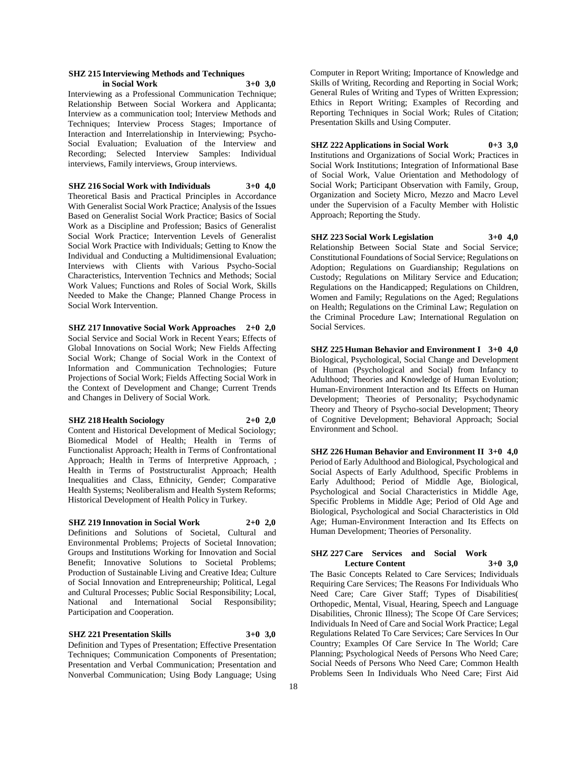**SHZ 215 Interviewing Methods and Techniques in Social Work 3+0 3,0**

Interviewing as a Professional Communication Technique; Relationship Between Social Workera and Applicanta; Interview as a communication tool; Interview Methods and Techniques; Interview Process Stages; Importance of Interaction and Interrelationship in Interviewing; Psycho-Social Evaluation; Evaluation of the Interview and Recording; Selected Interview Samples: Individual interviews, Family interviews, Group interviews.

**SHZ 216 Social Work with Individuals 3+0 4,0**

Theoretical Basis and Practical Principles in Accordance With Generalist Social Work Practice; Analysis of the Issues Based on Generalist Social Work Practice; Basics of Social Work as a Discipline and Profession; Basics of Generalist Social Work Practice; Intervention Levels of Generalist Social Work Practice with Individuals; Getting to Know the Individual and Conducting a Multidimensional Evaluation; Interviews with Clients with Various Psycho-Social Characteristics, Intervention Technics and Methods; Social Work Values; Functions and Roles of Social Work, Skills Needed to Make the Change; Planned Change Process in Social Work Intervention.

**SHZ 217 Innovative Social Work Approaches 2+0 2,0**

Social Service and Social Work in Recent Years; Effects of Global Innovations on Social Work; New Fields Affecting Social Work; Change of Social Work in the Context of Information and Communication Technologies; Future Projections of Social Work; Fields Affecting Social Work in the Context of Development and Change; Current Trends and Changes in Delivery of Social Work.

**SHZ 218 Health Sociology 2+0 2,0**

Content and Historical Development of Medical Sociology; Biomedical Model of Health; Health in Terms of Functionalist Approach; Health in Terms of Confrontational Approach; Health in Terms of Interpretive Approach, ; Health in Terms of Poststructuralist Approach; Health Inequalities and Class, Ethnicity, Gender; Comparative Health Systems; Neoliberalism and Health System Reforms; Historical Development of Health Policy in Turkey.

**SHZ 219 Innovation in Social Work 2+0 2,0**

Definitions and Solutions of Societal, Cultural and Environmental Problems; Projects of Societal Innovation; Groups and Institutions Working for Innovation and Social Benefit; Innovative Solutions to Societal Problems; Production of Sustainable Living and Creative Idea; Culture of Social Innovation and Entrepreneurship; Political, Legal and Cultural Processes; Public Social Responsibility; Local, National and International Social Responsibility; Participation and Cooperation.

**SHZ 221 Presentation Skills 3+0 3,0**

Definition and Types of Presentation; Effective Presentation Techniques; Communication Components of Presentation; Presentation and Verbal Communication; Presentation and Nonverbal Communication; Using Body Language; Using Computer in Report Writing; Importance of Knowledge and Skills of Writing, Recording and Reporting in Social Work; General Rules of Writing and Types of Written Expression; Ethics in Report Writing; Examples of Recording and Reporting Techniques in Social Work; Rules of Citation; Presentation Skills and Using Computer.

**SHZ 222 Applications in Social Work 0+3 3,0**

Institutions and Organizations of Social Work; Practices in Social Work Institutions; Integration of Informational Base of Social Work, Value Orientation and Methodology of Social Work; Participant Observation with Family, Group, Organization and Society Micro, Mezzo and Macro Level under the Supervision of a Faculty Member with Holistic Approach; Reporting the Study.

**SHZ 223 Social Work Legislation 3+0 4,0**

Relationship Between Social State and Social Service; Constitutional Foundations of Social Service; Regulations on Adoption; Regulations on Guardianship; Regulations on Custody; Regulations on Military Service and Education; Regulations on the Handicapped; Regulations on Children, Women and Family; Regulations on the Aged; Regulations on Health; Regulations on the Criminal Law; Regulation on the Criminal Procedure Law; International Regulation on Social Services.

**SHZ 225 Human Behavior and Environment I 3+0 4,0**

Biological, Psychological, Social Change and Development of Human (Psychological and Social) from Infancy to Adulthood; Theories and Knowledge of Human Evolution; Human-Environment Interaction and Its Effects on Human Development; Theories of Personality; Psychodynamic Theory and Theory of Psycho-social Development; Theory of Cognitive Development; Behavioral Approach; Social Environment and School.

**SHZ 226 Human Behavior and Environment II 3+0 4,0**

Period of Early Adulthood and Biological, Psychological and Social Aspects of Early Adulthood, Specific Problems in Early Adulthood; Period of Middle Age, Biological, Psychological and Social Characteristics in Middle Age, Specific Problems in Middle Age; Period of Old Age and Biological, Psychological and Social Characteristics in Old Age; Human-Environment Interaction and Its Effects on Human Development; Theories of Personality.

**SHZ 227 Care Services and Social Work Lecture Content 3+0 3,0**

The Basic Concepts Related to Care Services; Individuals Requiring Care Services; The Reasons For Individuals Who Need Care; Care Giver Staff; Types of Disabilities( Orthopedic, Mental, Visual, Hearing, Speech and Language Disabilities, Chronic Illness); The Scope Of Care Services; Individuals In Need of Care and Social Work Practice; Legal Regulations Related To Care Services; Care Services In Our Country; Examples Of Care Service In The World; Care Planning; Psychological Needs of Persons Who Need Care; Social Needs of Persons Who Need Care; Common Health Problems Seen In Individuals Who Need Care; First Aid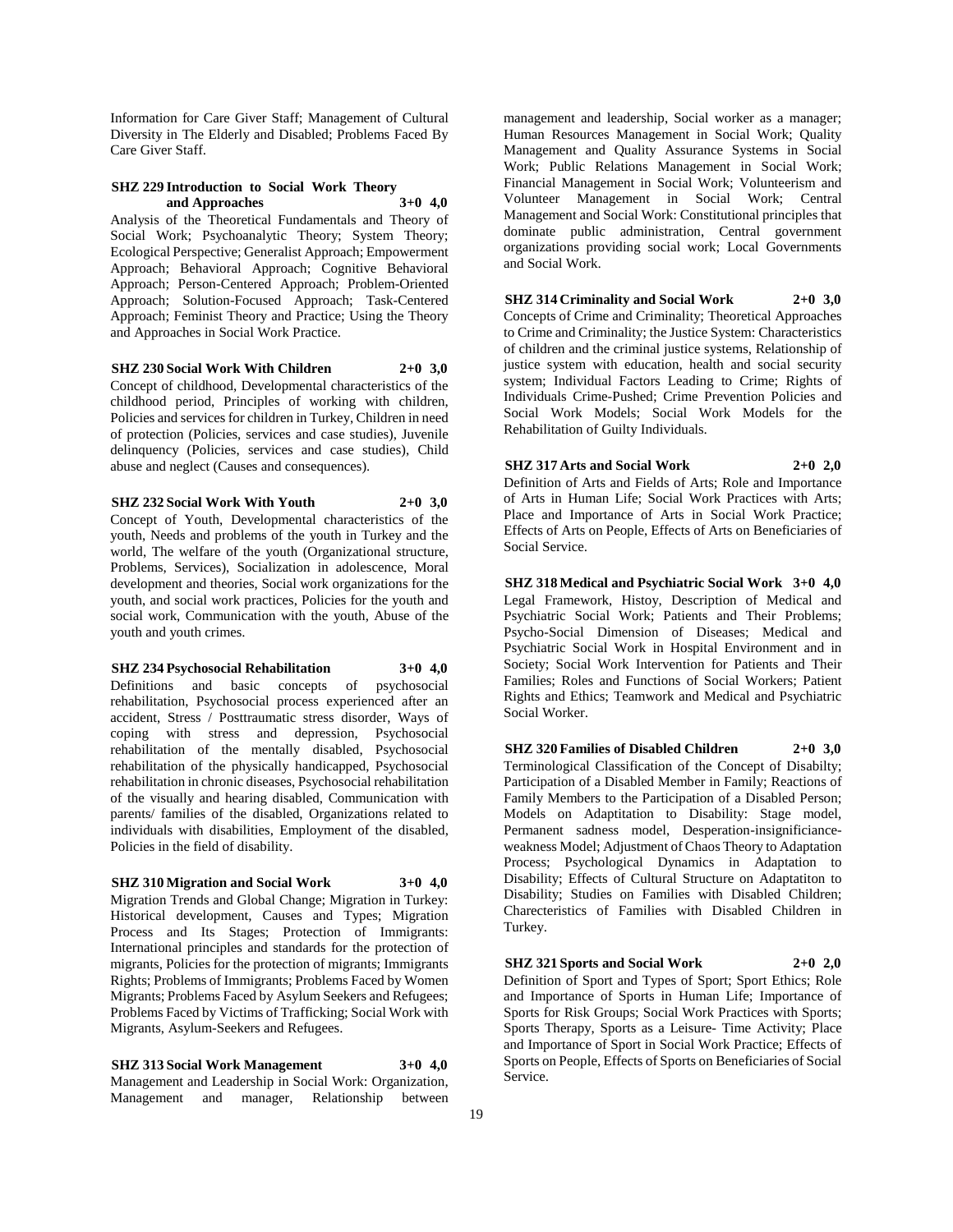Information for Care Giver Staff; Management of Cultural Diversity in The Elderly and Disabled; Problems Faced By Care Giver Staff.

**SHZ 229 Introduction to Social Work Theory and Approaches 3+0 4,0**

Analysis of the Theoretical Fundamentals and Theory of Social Work; Psychoanalytic Theory; System Theory; Ecological Perspective; Generalist Approach; Empowerment Approach; Behavioral Approach; Cognitive Behavioral Approach; Person-Centered Approach; Problem-Oriented Approach; Solution-Focused Approach; Task-Centered Approach; Feminist Theory and Practice; Using the Theory and Approaches in Social Work Practice.

**SHZ 230 Social Work With Children 2+0 3,0**

Concept of childhood, Developmental characteristics of the childhood period, Principles of working with children, Policies and services for children in Turkey, Children in need of protection (Policies, services and case studies), Juvenile delinquency (Policies, services and case studies), Child abuse and neglect (Causes and consequences).

**SHZ 232 Social Work With Youth 2+0 3,0**

Concept of Youth, Developmental characteristics of the youth, Needs and problems of the youth in Turkey and the world, The welfare of the youth (Organizational structure, Problems, Services), Socialization in adolescence, Moral development and theories, Social work organizations for the youth, and social work practices, Policies for the youth and social work, Communication with the youth, Abuse of the youth and youth crimes.

**SHZ 234 Psychosocial Rehabilitation 3+0 4,0**

Definitions and basic concepts of psychosocial rehabilitation, Psychosocial process experienced after an accident, Stress / Posttraumatic stress disorder, Ways of coping with stress and depression, Psychosocial rehabilitation of the mentally disabled, Psychosocial rehabilitation of the physically handicapped, Psychosocial rehabilitation in chronic diseases, Psychosocial rehabilitation of the visually and hearing disabled, Communication with parents/ families of the disabled, Organizations related to individuals with disabilities, Employment of the disabled, Policies in the field of disability.

**SHZ 310 Migration and Social Work 3+0 4,0**

Migration Trends and Global Change; Migration in Turkey: Historical development, Causes and Types; Migration Process and Its Stages; Protection of Immigrants: International principles and standards for the protection of migrants, Policies for the protection of migrants; Immigrants Rights; Problems of Immigrants; Problems Faced by Women Migrants; Problems Faced by Asylum Seekers and Refugees; Problems Faced by Victims of Trafficking; Social Work with Migrants, Asylum-Seekers and Refugees.

**SHZ 313 Social Work Management 3+0 4,0**

Management and Leadership in Social Work: Organization, Management and manager, Relationship between management and leadership, Social worker as a manager; Human Resources Management in Social Work; Quality Management and Quality Assurance Systems in Social Work; Public Relations Management in Social Work; Financial Management in Social Work; Volunteerism and Volunteer Management in Social Work; Central Management and Social Work: Constitutional principles that dominate public administration, Central government organizations providing social work; Local Governments and Social Work.

**SHZ 314 Criminality and Social Work 2+0 3,0**

Concepts of Crime and Criminality; Theoretical Approaches to Crime and Criminality; the Justice System: Characteristics of children and the criminal justice systems, Relationship of justice system with education, health and social security system; Individual Factors Leading to Crime; Rights of Individuals Crime-Pushed; Crime Prevention Policies and Social Work Models; Social Work Models for the Rehabilitation of Guilty Individuals.

**SHZ 317 Arts and Social Work 2+0 2,0**

Definition of Arts and Fields of Arts; Role and Importance of Arts in Human Life; Social Work Practices with Arts; Place and Importance of Arts in Social Work Practice; Effects of Arts on People, Effects of Arts on Beneficiaries of Social Service.

**SHZ 318 Medical and Psychiatric Social Work 3+0 4,0**

Legal Framework, Histoy, Description of Medical and Psychiatric Social Work; Patients and Their Problems; Psycho-Social Dimension of Diseases; Medical and Psychiatric Social Work in Hospital Environment and in Society; Social Work Intervention for Patients and Their Families; Roles and Functions of Social Workers; Patient Rights and Ethics; Teamwork and Medical and Psychiatric Social Worker.

**SHZ 320 Families of Disabled Children 2+0 3,0**

Terminological Classification of the Concept of Disabilty; Participation of a Disabled Member in Family; Reactions of Family Members to the Participation of a Disabled Person; Models on Adaptitation to Disability: Stage model, Permanent sadness model, Desperation-insignificianceweakness Model; Adjustment of Chaos Theory to Adaptation Process; Psychological Dynamics in Adaptation to Disability; Effects of Cultural Structure on Adaptatiton to Disability; Studies on Families with Disabled Children; Charecteristics of Families with Disabled Children in Turkey.

**SHZ 321 Sports and Social Work 2+0 2,0**

Definition of Sport and Types of Sport; Sport Ethics; Role and Importance of Sports in Human Life; Importance of Sports for Risk Groups; Social Work Practices with Sports; Sports Therapy, Sports as a Leisure- Time Activity; Place and Importance of Sport in Social Work Practice; Effects of Sports on People, Effects of Sports on Beneficiaries of Social Service.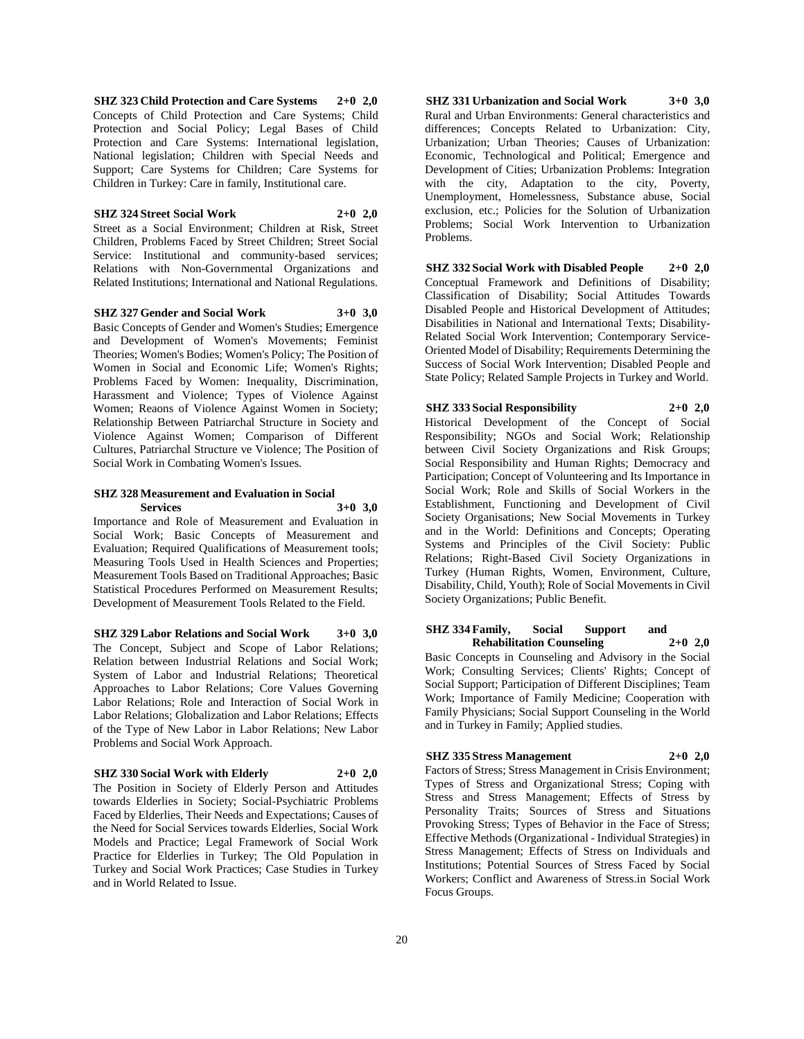**SHZ 323 Child Protection and Care Systems 2+0 2,0**

Concepts of Child Protection and Care Systems; Child Protection and Social Policy; Legal Bases of Child Protection and Care Systems: International legislation, National legislation; Children with Special Needs and Support; Care Systems for Children; Care Systems for Children in Turkey: Care in family, Institutional care.

**SHZ 324 Street Social Work 2+0 2,0**

Street as a Social Environment; Children at Risk, Street Children, Problems Faced by Street Children; Street Social Service: Institutional and community-based services; Relations with Non-Governmental Organizations and Related Institutions; International and National Regulations.

**SHZ 327 Gender and Social Work 3+0 3,0**

Basic Concepts of Gender and Women's Studies; Emergence and Development of Women's Movements; Feminist Theories; Women's Bodies; Women's Policy; The Position of Women in Social and Economic Life; Women's Rights; Problems Faced by Women: Inequality, Discrimination, Harassment and Violence; Types of Violence Against Women; Reaons of Violence Against Women in Society; Relationship Between Patriarchal Structure in Society and Violence Against Women; Comparison of Different Cultures, Patriarchal Structure ve Violence; The Position of Social Work in Combating Women's Issues.

**SHZ 328 Measurement and Evaluation in Social Services 3+0 3,0**

Importance and Role of Measurement and Evaluation in Social Work; Basic Concepts of Measurement and Evaluation; Required Qualifications of Measurement tools; Measuring Tools Used in Health Sciences and Properties; Measurement Tools Based on Traditional Approaches; Basic Statistical Procedures Performed on Measurement Results; Development of Measurement Tools Related to the Field.

**SHZ 329 Labor Relations and Social Work 3+0 3,0**

The Concept, Subject and Scope of Labor Relations; Relation between Industrial Relations and Social Work; System of Labor and Industrial Relations; Theoretical Approaches to Labor Relations; Core Values Governing Labor Relations; Role and Interaction of Social Work in Labor Relations; Globalization and Labor Relations; Effects of the Type of New Labor in Labor Relations; New Labor Problems and Social Work Approach.

**SHZ 330 Social Work with Elderly 2+0 2,0**

The Position in Society of Elderly Person and Attitudes towards Elderlies in Society; Social-Psychiatric Problems Faced by Elderlies, Their Needs and Expectations; Causes of the Need for Social Services towards Elderlies, Social Work Models and Practice; Legal Framework of Social Work Practice for Elderlies in Turkey; The Old Population in Turkey and Social Work Practices; Case Studies in Turkey and in World Related to Issue.

**SHZ 331 Urbanization and Social Work 3+0 3,0**

Rural and Urban Environments: General characteristics and differences; Concepts Related to Urbanization: City, Urbanization; Urban Theories; Causes of Urbanization: Economic, Technological and Political; Emergence and Development of Cities; Urbanization Problems: Integration with the city, Adaptation to the city, Poverty, Unemployment, Homelessness, Substance abuse, Social exclusion, etc.; Policies for the Solution of Urbanization Problems; Social Work Intervention to Urbanization Problems.

**SHZ 332 Social Work with Disabled People 2+0 2,0**

Conceptual Framework and Definitions of Disability; Classification of Disability; Social Attitudes Towards Disabled People and Historical Development of Attitudes; Disabilities in National and International Texts; Disability-Related Social Work Intervention; Contemporary Service-Oriented Model of Disability; Requirements Determining the Success of Social Work Intervention; Disabled People and State Policy; Related Sample Projects in Turkey and World.

**SHZ 333 Social Responsibility 2+0 2,0**

Historical Development of the Concept of Social Responsibility; NGOs and Social Work; Relationship between Civil Society Organizations and Risk Groups; Social Responsibility and Human Rights; Democracy and Participation; Concept of Volunteering and Its Importance in Social Work; Role and Skills of Social Workers in the Establishment, Functioning and Development of Civil Society Organisations; New Social Movements in Turkey and in the World: Definitions and Concepts; Operating Systems and Principles of the Civil Society: Public Relations; Right-Based Civil Society Organizations in Turkey (Human Rights, Women, Environment, Culture, Disability, Child, Youth); Role of Social Movements in Civil Society Organizations; Public Benefit.

**SHZ 334 Family, Social Support and Rehabilitation Counseling 2+0 2,0**

Basic Concepts in Counseling and Advisory in the Social Work; Consulting Services; Clients' Rights; Concept of Social Support; Participation of Different Disciplines; Team Work; Importance of Family Medicine; Cooperation with Family Physicians; Social Support Counseling in the World and in Turkey in Family; Applied studies.

**SHZ 335 Stress Management 2+0 2,0**

Factors of Stress; Stress Management in Crisis Environment; Types of Stress and Organizational Stress; Coping with Stress and Stress Management; Effects of Stress by Personality Traits; Sources of Stress and Situations Provoking Stress; Types of Behavior in the Face of Stress; Effective Methods (Organizational - Individual Strategies) in Stress Management; Effects of Stress on Individuals and Institutions; Potential Sources of Stress Faced by Social Workers; Conflict and Awareness of Stress.in Social Work Focus Groups.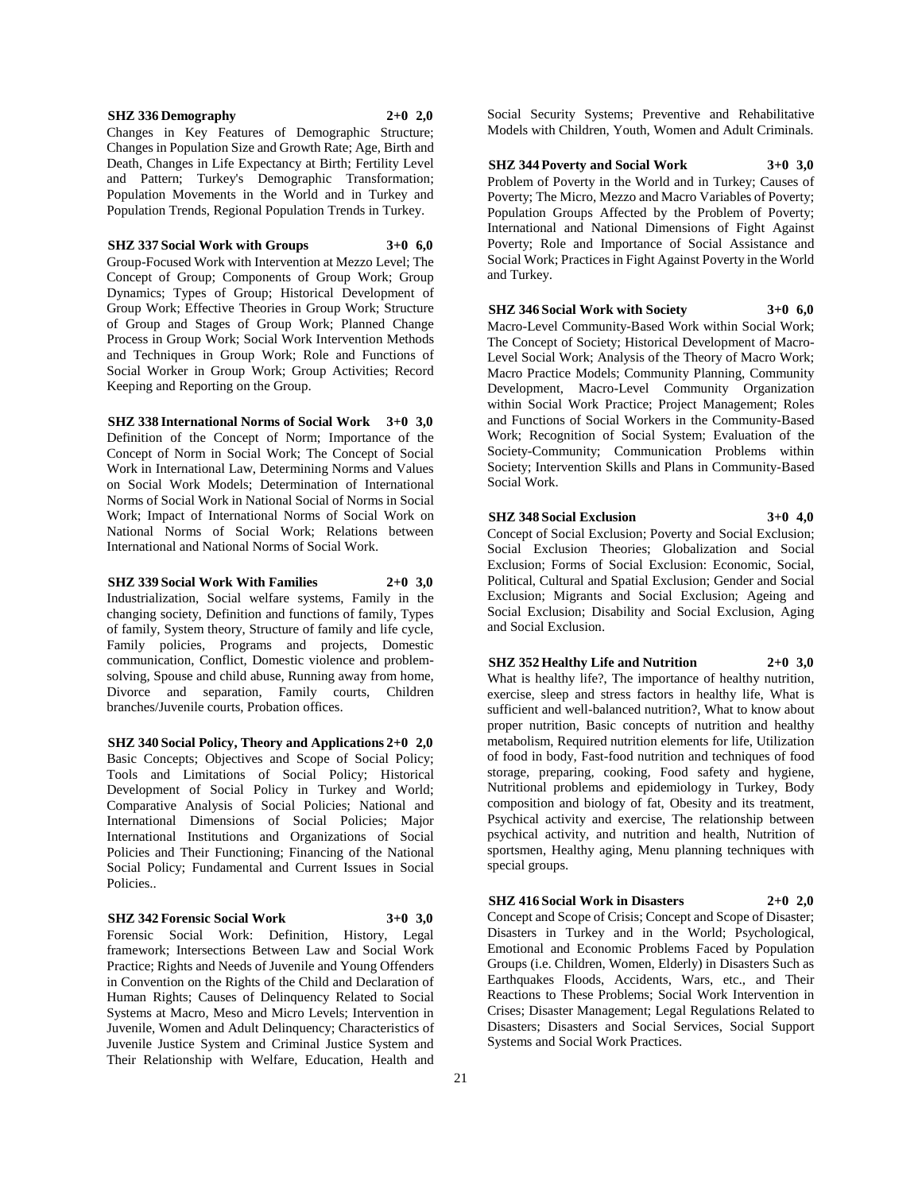**SHZ 336 Demography 2+0 2,0**

Changes in Key Features of Demographic Structure; Changes in Population Size and Growth Rate; Age, Birth and Death, Changes in Life Expectancy at Birth; Fertility Level and Pattern; Turkey's Demographic Transformation; Population Movements in the World and in Turkey and Population Trends, Regional Population Trends in Turkey.

**SHZ 337 Social Work with Groups 3+0 6,0**

Group-Focused Work with Intervention at Mezzo Level; The Concept of Group; Components of Group Work; Group Dynamics; Types of Group; Historical Development of Group Work; Effective Theories in Group Work; Structure of Group and Stages of Group Work; Planned Change Process in Group Work; Social Work Intervention Methods and Techniques in Group Work; Role and Functions of Social Worker in Group Work; Group Activities; Record Keeping and Reporting on the Group.

**SHZ 338 International Norms of Social Work 3+0 3,0**

Definition of the Concept of Norm; Importance of the Concept of Norm in Social Work; The Concept of Social Work in International Law, Determining Norms and Values on Social Work Models; Determination of International Norms of Social Work in National Social of Norms in Social Work; Impact of International Norms of Social Work on National Norms of Social Work; Relations between International and National Norms of Social Work.

**SHZ 339 Social Work With Families 2+0 3,0**

Industrialization, Social welfare systems, Family in the changing society, Definition and functions of family, Types of family, System theory, Structure of family and life cycle, Family policies, Programs and projects, Domestic communication, Conflict, Domestic violence and problem-solving, Spouse and child abuse, Running away from home, Divorce and separation, Family courts, Children branches/Juvenile courts, Probation offices.

**SHZ 340 Social Policy, Theory and Applications 2+0 2,0**

Basic Concepts; Objectives and Scope of Social Policy; Tools and Limitations of Social Policy; Historical Development of Social Policy in Turkey and World; Comparative Analysis of Social Policies; National and International Dimensions of Social Policies; Major International Institutions and Organizations of Social Policies and Their Functioning; Financing of the National Social Policy; Fundamental and Current Issues in Social Policies..

**SHZ 342 Forensic Social Work 3+0 3,0**

Forensic Social Work: Definition, History, Legal framework; Intersections Between Law and Social Work Practice; Rights and Needs of Juvenile and Young Offenders in Convention on the Rights of the Child and Declaration of Human Rights; Causes of Delinquency Related to Social Systems at Macro, Meso and Micro Levels; Intervention in Juvenile, Women and Adult Delinquency; Characteristics of Juvenile Justice System and Criminal Justice System and Their Relationship with Welfare, Education, Health and Social Security Systems; Preventive and Rehabilitative Models with Children, Youth, Women and Adult Criminals.

**SHZ 344 Poverty and Social Work 3+0 3,0**

Problem of Poverty in the World and in Turkey; Causes of Poverty; The Micro, Mezzo and Macro Variables of Poverty; Population Groups Affected by the Problem of Poverty; International and National Dimensions of Fight Against Poverty; Role and Importance of Social Assistance and Social Work; Practices in Fight Against Poverty in the World and Turkey.

**SHZ 346 Social Work with Society 3+0 6,0**

Macro-Level Community-Based Work within Social Work; The Concept of Society; Historical Development of Macro-Level Social Work; Analysis of the Theory of Macro Work; Macro Practice Models; Community Planning, Community Development, Macro-Level Community Organization within Social Work Practice; Project Management; Roles and Functions of Social Workers in the Community-Based Work; Recognition of Social System; Evaluation of the Society-Community; Communication Problems within Society; Intervention Skills and Plans in Community-Based Social Work.

**SHZ 348 Social Exclusion 3+0 4,0**

Concept of Social Exclusion; Poverty and Social Exclusion; Social Exclusion Theories; Globalization and Social Exclusion; Forms of Social Exclusion: Economic, Social, Political, Cultural and Spatial Exclusion; Gender and Social Exclusion; Migrants and Social Exclusion; Ageing and Social Exclusion; Disability and Social Exclusion, Aging and Social Exclusion.

**SHZ 352 Healthy Life and Nutrition 2+0 3,0**

What is healthy life?, The importance of healthy nutrition, exercise, sleep and stress factors in healthy life, What is sufficient and well-balanced nutrition?, What to know about proper nutrition, Basic concepts of nutrition and healthy metabolism, Required nutrition elements for life, Utilization of food in body, Fast-food nutrition and techniques of food storage, preparing, cooking, Food safety and hygiene, Nutritional problems and epidemiology in Turkey, Body composition and biology of fat, Obesity and its treatment, Psychical activity and exercise, The relationship between psychical activity, and nutrition and health, Nutrition of sportsmen, Healthy aging, Menu planning techniques with special groups.

**SHZ 416 Social Work in Disasters 2+0 2,0**

Concept and Scope of Crisis; Concept and Scope of Disaster; Disasters in Turkey and in the World; Psychological, Emotional and Economic Problems Faced by Population Groups (i.e. Children, Women, Elderly) in Disasters Such as Earthquakes Floods, Accidents, Wars, etc., and Their Reactions to These Problems; Social Work Intervention in Crises; Disaster Management; Legal Regulations Related to Disasters; Disasters and Social Services, Social Support Systems and Social Work Practices.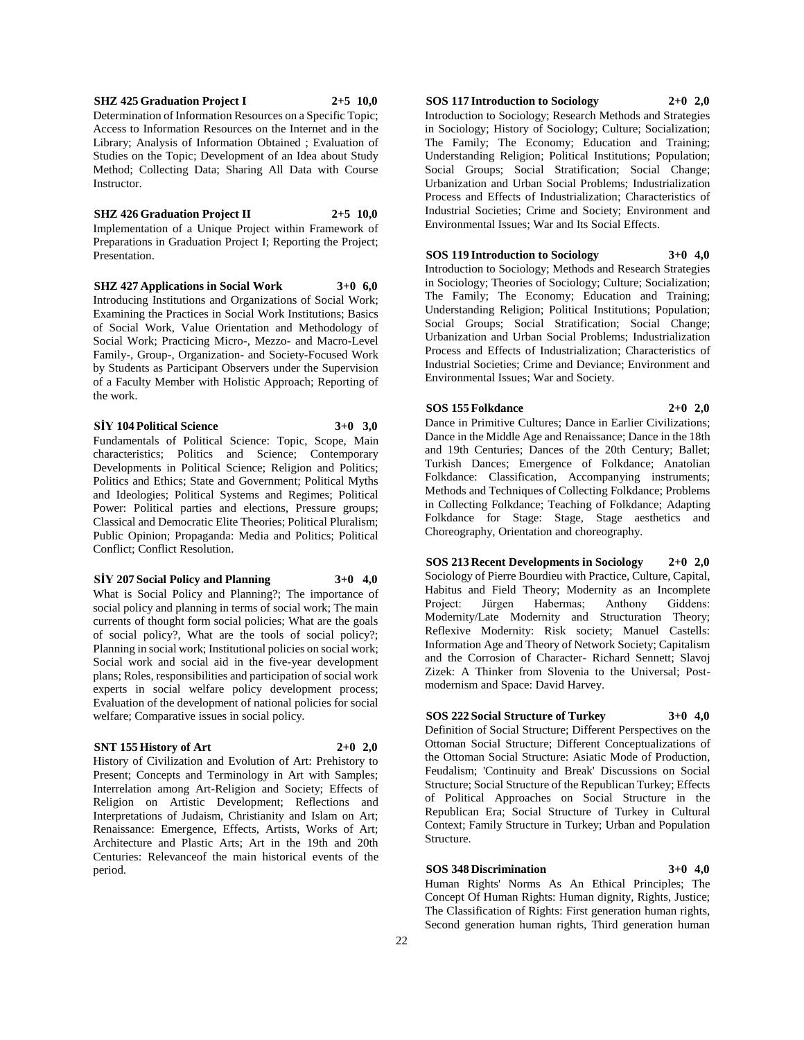**SHZ 425 Graduation Project I 2+5 10,0**

Determination of Information Resources on a Specific Topic; Access to Information Resources on the Internet and in the Library; Analysis of Information Obtained ; Evaluation of Studies on the Topic; Development of an Idea about Study Method; Collecting Data; Sharing All Data with Course Instructor.

**SHZ 426 Graduation Project II 2+5 10,0**

Implementation of a Unique Project within Framework of Preparations in Graduation Project I; Reporting the Project; Presentation.

**SHZ 427 Applications in Social Work 3+0 6,0**

Introducing Institutions and Organizations of Social Work; Examining the Practices in Social Work Institutions; Basics of Social Work, Value Orientation and Methodology of Social Work; Practicing Micro-, Mezzo- and Macro-Level Family-, Group-, Organization- and Society-Focused Work by Students as Participant Observers under the Supervision of a Faculty Member with Holistic Approach; Reporting of the work.

**SİY 104 Political Science 3+0 3,0**

Fundamentals of Political Science: Topic, Scope, Main characteristics; Politics and Science; Contemporary Developments in Political Science; Religion and Politics; Politics and Ethics; State and Government; Political Myths and Ideologies; Political Systems and Regimes; Political Power: Political parties and elections, Pressure groups; Classical and Democratic Elite Theories; Political Pluralism; Public Opinion; Propaganda: Media and Politics; Political Conflict; Conflict Resolution.

**SİY 207 Social Policy and Planning 3+0 4,0**

What is Social Policy and Planning?; The importance of social policy and planning in terms of social work; The main currents of thought form social policies; What are the goals of social policy?, What are the tools of social policy?; Planning in social work; Institutional policies on social work; Social work and social aid in the five-year development plans; Roles, responsibilities and participation of social work experts in social welfare policy development process; Evaluation of the development of national policies for social welfare; Comparative issues in social policy.

**SNT 155 History of Art 2+0 2,0**

History of Civilization and Evolution of Art: Prehistory to Present; Concepts and Terminology in Art with Samples; Interrelation among Art-Religion and Society; Effects of Religion on Artistic Development; Reflections and Interpretations of Judaism, Christianity and Islam on Art; Renaissance: Emergence, Effects, Artists, Works of Art; Architecture and Plastic Arts; Art in the 19th and 20th Centuries: Relevanceof the main historical events of the period.

**SOS 117 Introduction to Sociology 2+0 2,0**

Introduction to Sociology; Research Methods and Strategies in Sociology; History of Sociology; Culture; Socialization; The Family; The Economy; Education and Training; Understanding Religion; Political Institutions; Population; Social Groups; Social Stratification; Social Change; Urbanization and Urban Social Problems; Industrialization Process and Effects of Industrialization; Characteristics of Industrial Societies; Crime and Society; Environment and Environmental Issues; War and Its Social Effects.

**SOS 119 Introduction to Sociology 3+0 4,0**

Introduction to Sociology; Methods and Research Strategies in Sociology; Theories of Sociology; Culture; Socialization; The Family; The Economy; Education and Training; Understanding Religion; Political Institutions; Population; Social Groups; Social Stratification; Social Change; Urbanization and Urban Social Problems; Industrialization Process and Effects of Industrialization; Characteristics of Industrial Societies; Crime and Deviance; Environment and Environmental Issues; War and Society.

**SOS 155 Folkdance 2+0 2,0**

Dance in Primitive Cultures; Dance in Earlier Civilizations; Dance in the Middle Age and Renaissance; Dance in the 18th and 19th Centuries; Dances of the 20th Century; Ballet; Turkish Dances; Emergence of Folkdance; Anatolian Folkdance: Classification, Accompanying instruments; Methods and Techniques of Collecting Folkdance; Problems in Collecting Folkdance; Teaching of Folkdance; Adapting Folkdance for Stage: Stage, Stage aesthetics and Choreography, Orientation and choreography.

**SOS 213 Recent Developments in Sociology 2+0 2,0**

Sociology of Pierre Bourdieu with Practice, Culture, Capital, Habitus and Field Theory; Modernity as an Incomplete Project: Jürgen Habermas; Anthony Giddens: Modernity/Late Modernity and Structuration Theory; Reflexive Modernity: Risk society; Manuel Castells: Information Age and Theory of Network Society; Capitalism and the Corrosion of Character- Richard Sennett; Slavoj Zizek: A Thinker from Slovenia to the Universal; Post-modernism and Space: David Harvey.

**SOS 222 Social Structure of Turkey 3+0 4,0**

Definition of Social Structure; Different Perspectives on the Ottoman Social Structure; Different Conceptualizations of the Ottoman Social Structure: Asiatic Mode of Production, Feudalism; 'Continuity and Break' Discussions on Social Structure; Social Structure of the Republican Turkey; Effects of Political Approaches on Social Structure in the Republican Era; Social Structure of Turkey in Cultural Context; Family Structure in Turkey; Urban and Population Structure.

**SOS 348 Discrimination 3+0 4,0**

Human Rights' Norms As An Ethical Principles; The Concept Of Human Rights: Human dignity, Rights, Justice; The Classification of Rights: First generation human rights, Second generation human rights, Third generation human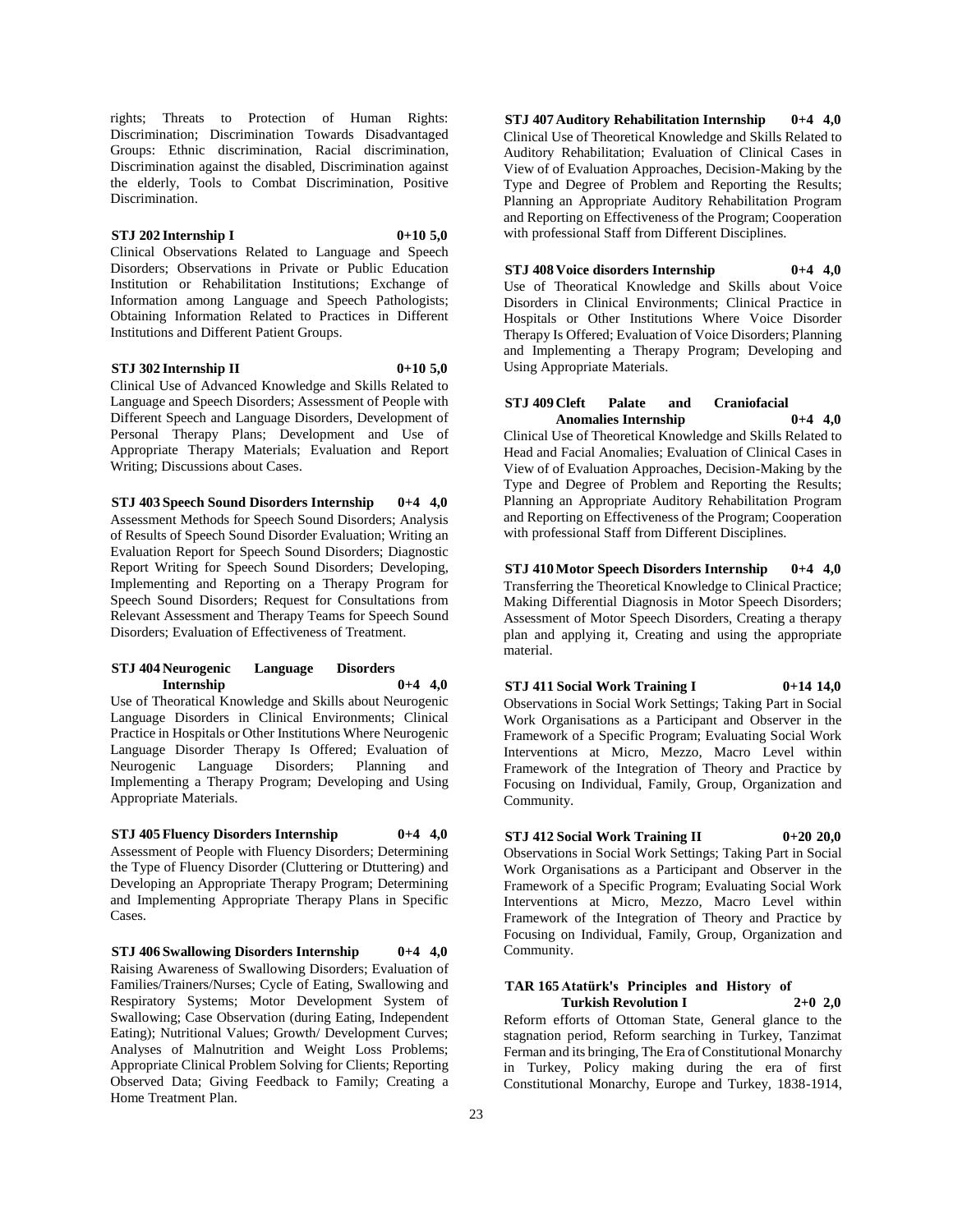rights; Threats to Protection of Human Rights: Discrimination; Discrimination Towards Disadvantaged Groups: Ethnic discrimination, Racial discrimination, Discrimination against the disabled, Discrimination against the elderly, Tools to Combat Discrimination, Positive Discrimination.

**STJ 202 Internship I 0+10 5,0**

Clinical Observations Related to Language and Speech Disorders; Observations in Private or Public Education Institution or Rehabilitation Institutions; Exchange of Information among Language and Speech Pathologists; Obtaining Information Related to Practices in Different Institutions and Different Patient Groups.

**STJ 302 Internship II 0+10 5,0**

Clinical Use of Advanced Knowledge and Skills Related to Language and Speech Disorders; Assessment of People with Different Speech and Language Disorders, Development of Personal Therapy Plans; Development and Use of Appropriate Therapy Materials; Evaluation and Report Writing; Discussions about Cases.

**STJ 403 Speech Sound Disorders Internship 0+4 4,0**

Assessment Methods for Speech Sound Disorders; Analysis of Results of Speech Sound Disorder Evaluation; Writing an Evaluation Report for Speech Sound Disorders; Diagnostic Report Writing for Speech Sound Disorders; Developing, Implementing and Reporting on a Therapy Program for Speech Sound Disorders; Request for Consultations from Relevant Assessment and Therapy Teams for Speech Sound Disorders; Evaluation of Effectiveness of Treatment.

**STJ 404 Neurogenic Language Disorders Internship 0+4 4,0**

Use of Theoratical Knowledge and Skills about Neurogenic Language Disorders in Clinical Environments; Clinical Practice in Hospitals or Other Institutions Where Neurogenic Language Disorder Therapy Is Offered; Evaluation of Neurogenic Language Disorders; Planning and Implementing a Therapy Program; Developing and Using Appropriate Materials.

**STJ 405 Fluency Disorders Internship 0+4 4,0**

Assessment of People with Fluency Disorders; Determining the Type of Fluency Disorder (Cluttering or Dtuttering) and Developing an Appropriate Therapy Program; Determining and Implementing Appropriate Therapy Plans in Specific Cases.

**STJ 406 Swallowing Disorders Internship 0+4 4,0**

Raising Awareness of Swallowing Disorders; Evaluation of Families/Trainers/Nurses; Cycle of Eating, Swallowing and Respiratory Systems; Motor Development System of Swallowing; Case Observation (during Eating, Independent Eating); Nutritional Values; Growth/ Development Curves; Analyses of Malnutrition and Weight Loss Problems; Appropriate Clinical Problem Solving for Clients; Reporting Observed Data; Giving Feedback to Family; Creating a Home Treatment Plan.

**STJ 407 Auditory Rehabilitation Internship 0+4 4,0**

Clinical Use of Theoretical Knowledge and Skills Related to Auditory Rehabilitation; Evaluation of Clinical Cases in View of of Evaluation Approaches, Decision-Making by the Type and Degree of Problem and Reporting the Results; Planning an Appropriate Auditory Rehabilitation Program and Reporting on Effectiveness of the Program; Cooperation with professional Staff from Different Disciplines.

**STJ 408 Voice disorders Internship 0+4 4,0**

Use of Theoratical Knowledge and Skills about Voice Disorders in Clinical Environments; Clinical Practice in Hospitals or Other Institutions Where Voice Disorder Therapy Is Offered; Evaluation of Voice Disorders; Planning and Implementing a Therapy Program; Developing and Using Appropriate Materials.

**STJ 409 Cleft Palate and Craniofacial Anomalies Internship 0+4 4,0**

Clinical Use of Theoretical Knowledge and Skills Related to Head and Facial Anomalies; Evaluation of Clinical Cases in View of of Evaluation Approaches, Decision-Making by the Type and Degree of Problem and Reporting the Results; Planning an Appropriate Auditory Rehabilitation Program and Reporting on Effectiveness of the Program; Cooperation with professional Staff from Different Disciplines.

**STJ 410 Motor Speech Disorders Internship 0+4 4,0**

Transferring the Theoretical Knowledge to Clinical Practice; Making Differential Diagnosis in Motor Speech Disorders; Assessment of Motor Speech Disorders, Creating a therapy plan and applying it, Creating and using the appropriate material.

**STJ 411 Social Work Training I 0+14 14,0**

Observations in Social Work Settings; Taking Part in Social Work Organisations as a Participant and Observer in the Framework of a Specific Program; Evaluating Social Work Interventions at Micro, Mezzo, Macro Level within Framework of the Integration of Theory and Practice by Focusing on Individual, Family, Group, Organization and Community.

**STJ 412 Social Work Training II 0+20 20,0**

Observations in Social Work Settings; Taking Part in Social Work Organisations as a Participant and Observer in the Framework of a Specific Program; Evaluating Social Work Interventions at Micro, Mezzo, Macro Level within Framework of the Integration of Theory and Practice by Focusing on Individual, Family, Group, Organization and Community.

**TAR 165 Atatürk's Principles and History of Turkish Revolution I 2+0 2,0**

Reform efforts of Ottoman State, General glance to the stagnation period, Reform searching in Turkey, Tanzimat Ferman and its bringing, The Era of Constitutional Monarchy in Turkey, Policy making during the era of first Constitutional Monarchy, Europe and Turkey, 1838-1914,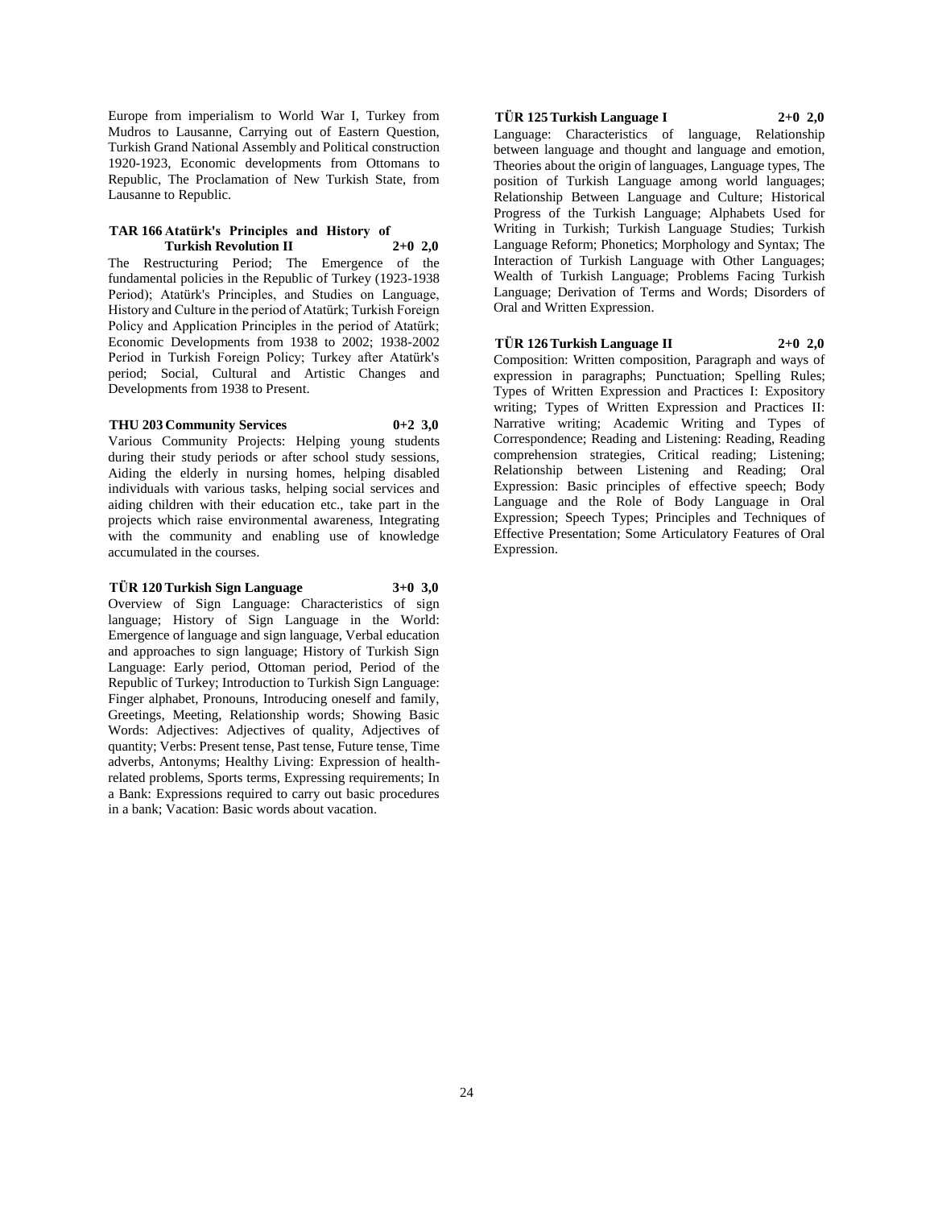Europe from imperialism to World War I, Turkey from Mudros to Lausanne, Carrying out of Eastern Question, Turkish Grand National Assembly and Political construction 1920-1923, Economic developments from Ottomans to Republic, The Proclamation of New Turkish State, from Lausanne to Republic.

**TAR 166 Atatürk's Principles and History of Turkish Revolution II 2+0 2,0**

The Restructuring Period; The Emergence of the fundamental policies in the Republic of Turkey (1923-1938 Period); Atatürk's Principles, and Studies on Language, History and Culture in the period of Atatürk; Turkish Foreign Policy and Application Principles in the period of Atatürk; Economic Developments from 1938 to 2002; 1938-2002 Period in Turkish Foreign Policy; Turkey after Atatürk's period; Social, Cultural and Artistic Changes and Developments from 1938 to Present.

**THU 203 Community Services 0+2 3,0**

Various Community Projects: Helping young students during their study periods or after school study sessions, Aiding the elderly in nursing homes, helping disabled individuals with various tasks, helping social services and aiding children with their education etc., take part in the projects which raise environmental awareness, Integrating with the community and enabling use of knowledge accumulated in the courses.

**TÜR 120 Turkish Sign Language 3+0 3,0**

Overview of Sign Language: Characteristics of sign language; History of Sign Language in the World: Emergence of language and sign language, Verbal education and approaches to sign language; History of Turkish Sign Language: Early period, Ottoman period, Period of the Republic of Turkey; Introduction to Turkish Sign Language: Finger alphabet, Pronouns, Introducing oneself and family, Greetings, Meeting, Relationship words; Showing Basic Words: Adjectives: Adjectives of quality, Adjectives of quantity; Verbs: Present tense, Past tense, Future tense, Time adverbs, Antonyms; Healthy Living: Expression of health-related problems, Sports terms, Expressing requirements; In a Bank: Expressions required to carry out basic procedures in a bank; Vacation: Basic words about vacation.

**TÜR 125 Turkish Language I 2+0 2,0**

Language: Characteristics of language, Relationship between language and thought and language and emotion, Theories about the origin of languages, Language types, The position of Turkish Language among world languages; Relationship Between Language and Culture; Historical Progress of the Turkish Language; Alphabets Used for Writing in Turkish; Turkish Language Studies; Turkish Language Reform; Phonetics; Morphology and Syntax; The Interaction of Turkish Language with Other Languages; Wealth of Turkish Language; Problems Facing Turkish Language; Derivation of Terms and Words; Disorders of Oral and Written Expression.

**TÜR 126 Turkish Language II 2+0 2,0**

Composition: Written composition, Paragraph and ways of expression in paragraphs; Punctuation; Spelling Rules; Types of Written Expression and Practices I: Expository writing; Types of Written Expression and Practices II: Narrative writing; Academic Writing and Types of Correspondence; Reading and Listening: Reading, Reading comprehension strategies, Critical reading; Listening; Relationship between Listening and Reading; Oral Expression: Basic principles of effective speech; Body Language and the Role of Body Language in Oral Expression; Speech Types; Principles and Techniques of Effective Presentation; Some Articulatory Features of Oral Expression.